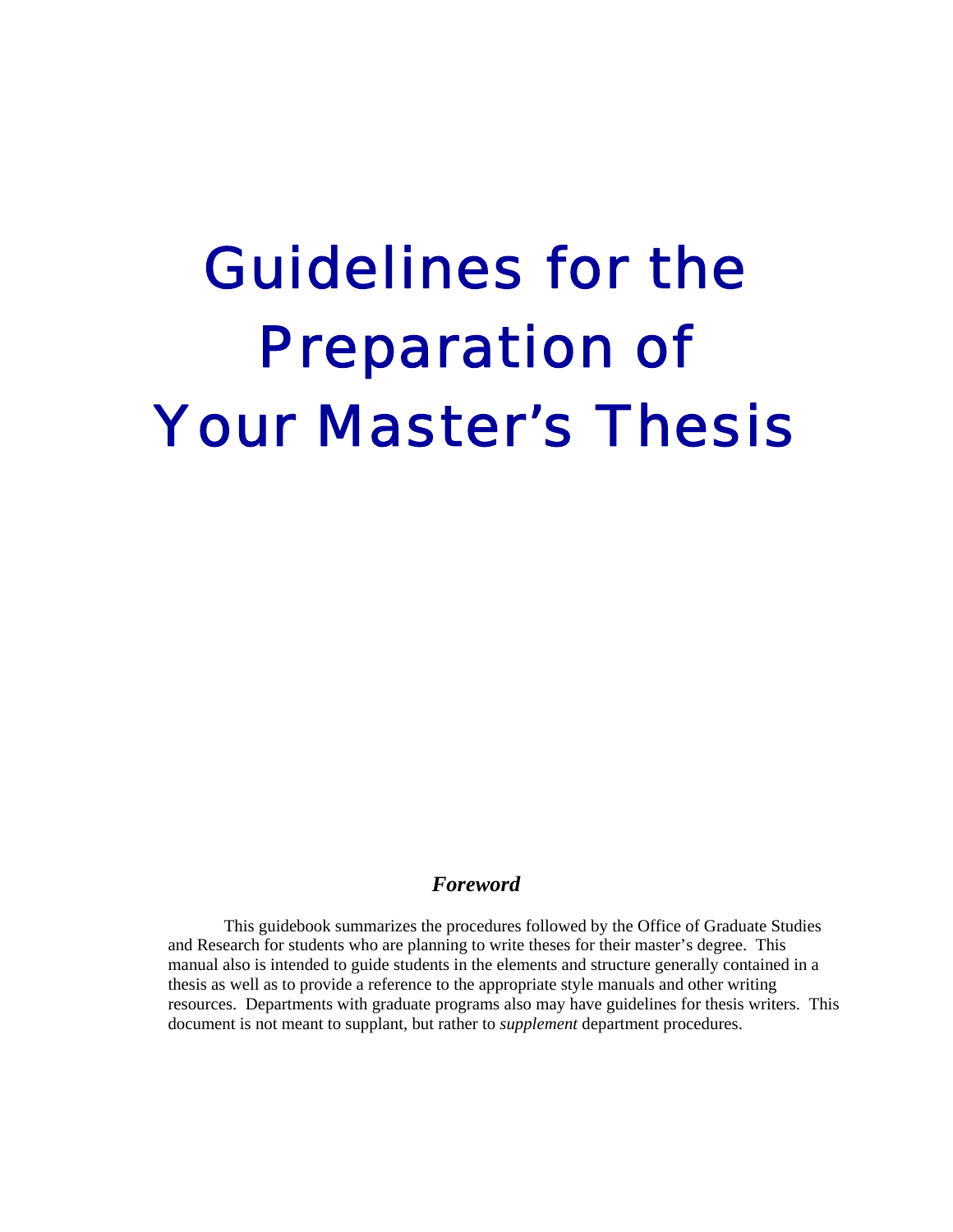# Guidelines for the Preparation of Your Master's Thesis

## *Foreword*

This guidebook summarizes the procedures followed by the Office of Graduate Studies and Research for students who are planning to write theses for their master's degree. This manual also is intended to guide students in the elements and structure generally contained in a thesis as well as to provide a reference to the appropriate style manuals and other writing resources. Departments with graduate programs also may have guidelines for thesis writers. This document is not meant to supplant, but rather to *supplement* department procedures.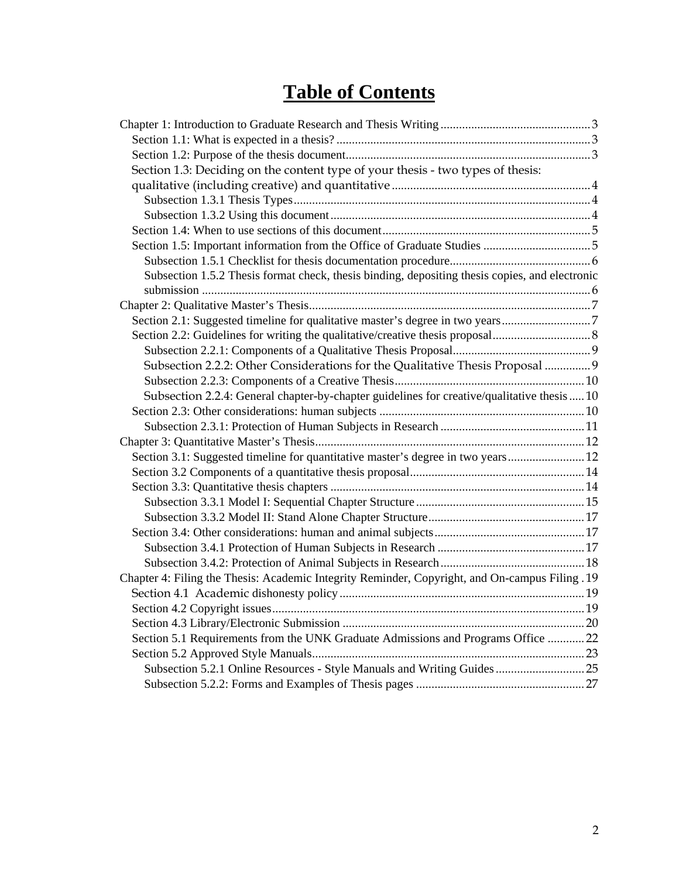# Table of Contents

Chapter 1: Introduction to Graduate Research and Thesis Writing ..... 3
- Section 1.1: What is expected in a thesis? ..... 3
- Section 1.2: Purpose of the thesis document ..... 3
- Section 1.3: Deciding on the content type of your thesis - two types of thesis: qualitative (including creative) and quantitative ..... 4
  - Subsection 1.3.1 Thesis Types ..... 4
  - Subsection 1.3.2 Using this document ..... 4
- Section 1.4: When to use sections of this document ..... 5
- Section 1.5: Important information from the Office of Graduate Studies ..... 5
  - Subsection 1.5.1 Checklist for thesis documentation procedure ..... 6
  - Subsection 1.5.2 Thesis format check, thesis binding, depositing thesis copies, and electronic submission ..... 6

Chapter 2: Qualitative Master's Thesis ..... 7
- Section 2.1: Suggested timeline for qualitative master's degree in two years ..... 7
- Section 2.2: Guidelines for writing the qualitative/creative thesis proposal ..... 8
  - Subsection 2.2.1: Components of a Qualitative Thesis Proposal ..... 9
  - Subsection 2.2.2: Other Considerations for the Qualitative Thesis Proposal ..... 9
  - Subsection 2.2.3: Components of a Creative Thesis ..... 10
  - Subsection 2.2.4: General chapter-by-chapter guidelines for creative/qualitative thesis ..... 10
- Section 2.3: Other considerations: human subjects ..... 10
  - Subsection 2.3.1: Protection of Human Subjects in Research ..... 11

Chapter 3: Quantitative Master's Thesis ..... 12
- Section 3.1: Suggested timeline for quantitative master's degree in two years ..... 12
- Section 3.2 Components of a quantitative thesis proposal ..... 14
- Section 3.3: Quantitative thesis chapters ..... 14
  - Subsection 3.3.1 Model I: Sequential Chapter Structure ..... 15
  - Subsection 3.3.2 Model II: Stand Alone Chapter Structure ..... 17
- Section 3.4: Other considerations: human and animal subjects ..... 17
  - Subsection 3.4.1 Protection of Human Subjects in Research ..... 17
  - Subsection 3.4.2: Protection of Animal Subjects in Research ..... 18

Chapter 4: Filing the Thesis: Academic Integrity Reminder, Copyright, and On-campus Filing ..... 19
- Section 4.1 Academic dishonesty policy ..... 19
- Section 4.2 Copyright issues ..... 19
- Section 4.3 Library/Electronic Submission ..... 20
- Section 5.1 Requirements from the UNK Graduate Admissions and Programs Office ..... 22
- Section 5.2 Approved Style Manuals ..... 23
  - Subsection 5.2.1 Online Resources - Style Manuals and Writing Guides ..... 25
  - Subsection 5.2.2: Forms and Examples of Thesis pages ..... 27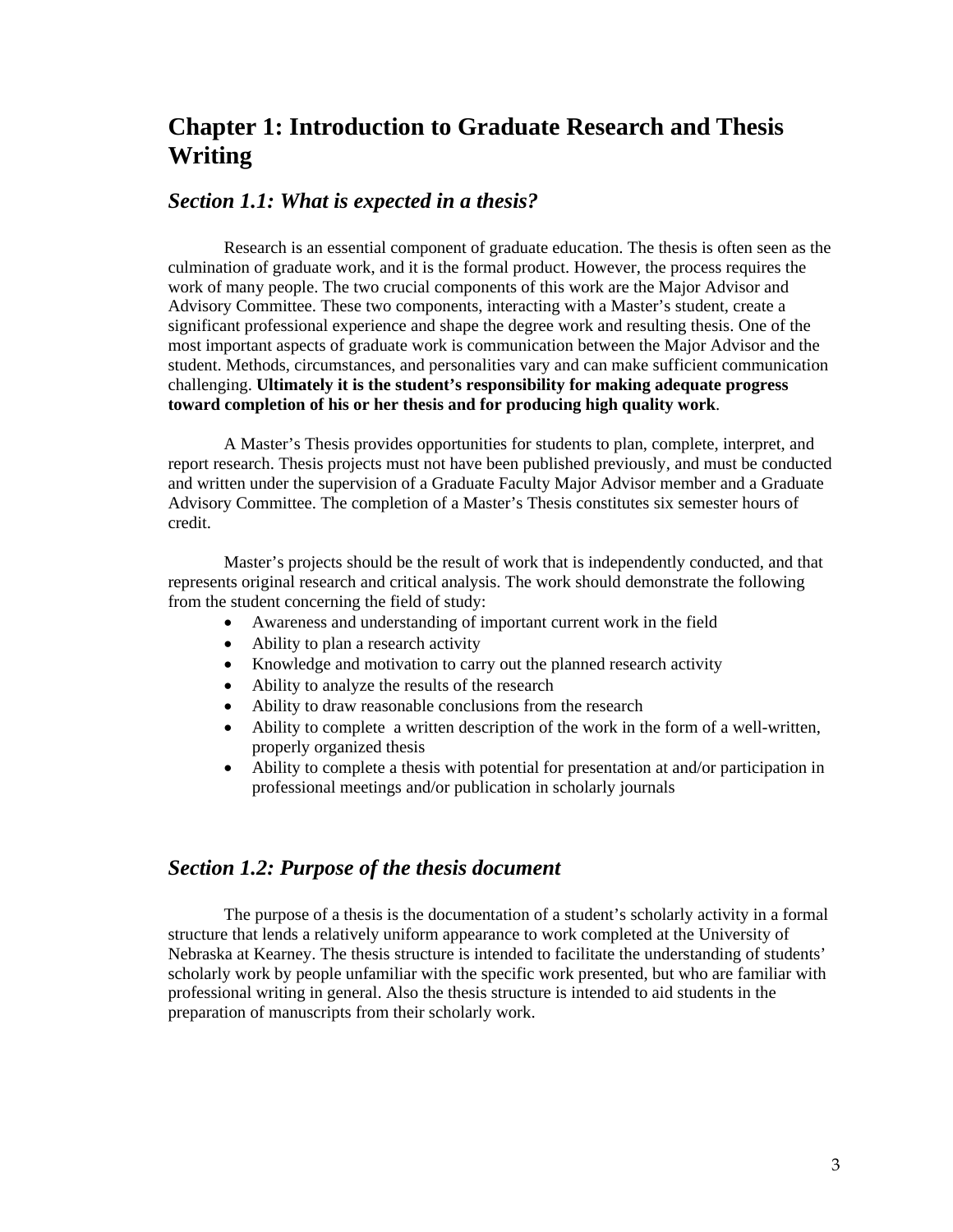# Chapter 1: Introduction to Graduate Research and Thesis Writing

## *Section 1.1: What is expected in a thesis?*

Research is an essential component of graduate education. The thesis is often seen as the culmination of graduate work, and it is the formal product. However, the process requires the work of many people. The two crucial components of this work are the Major Advisor and Advisory Committee. These two components, interacting with a Master's student, create a significant professional experience and shape the degree work and resulting thesis. One of the most important aspects of graduate work is communication between the Major Advisor and the student. Methods, circumstances, and personalities vary and can make sufficient communication challenging. **Ultimately it is the student's responsibility for making adequate progress toward completion of his or her thesis and for producing high quality work**.

A Master's Thesis provides opportunities for students to plan, complete, interpret, and report research. Thesis projects must not have been published previously, and must be conducted and written under the supervision of a Graduate Faculty Major Advisor member and a Graduate Advisory Committee. The completion of a Master's Thesis constitutes six semester hours of credit.

Master's projects should be the result of work that is independently conducted, and that represents original research and critical analysis. The work should demonstrate the following from the student concerning the field of study:

- Awareness and understanding of important current work in the field
- Ability to plan a research activity
- Knowledge and motivation to carry out the planned research activity
- Ability to analyze the results of the research
- Ability to draw reasonable conclusions from the research
- Ability to complete a written description of the work in the form of a well-written, properly organized thesis
- Ability to complete a thesis with potential for presentation at and/or participation in professional meetings and/or publication in scholarly journals

## *Section 1.2: Purpose of the thesis document*

The purpose of a thesis is the documentation of a student's scholarly activity in a formal structure that lends a relatively uniform appearance to work completed at the University of Nebraska at Kearney. The thesis structure is intended to facilitate the understanding of students' scholarly work by people unfamiliar with the specific work presented, but who are familiar with professional writing in general. Also the thesis structure is intended to aid students in the preparation of manuscripts from their scholarly work.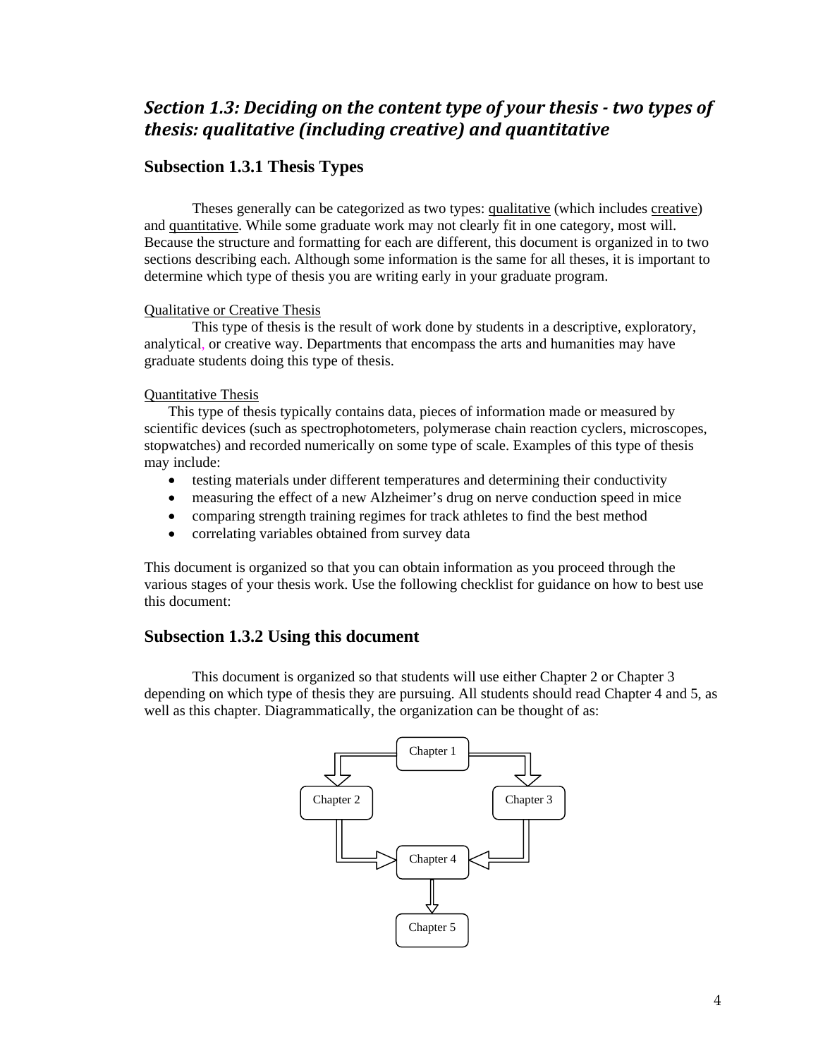## *Section 1.3: Deciding on the content type of your thesis - two types of thesis: qualitative (including creative) and quantitative*

### Subsection 1.3.1 Thesis Types

Theses generally can be categorized as two types: qualitative (which includes creative) and quantitative. While some graduate work may not clearly fit in one category, most will. Because the structure and formatting for each are different, this document is organized in to two sections describing each. Although some information is the same for all theses, it is important to determine which type of thesis you are writing early in your graduate program.

Qualitative or Creative Thesis

This type of thesis is the result of work done by students in a descriptive, exploratory, analytical, or creative way. Departments that encompass the arts and humanities may have graduate students doing this type of thesis.

Quantitative Thesis

This type of thesis typically contains data, pieces of information made or measured by scientific devices (such as spectrophotometers, polymerase chain reaction cyclers, microscopes, stopwatches) and recorded numerically on some type of scale. Examples of this type of thesis may include:

- testing materials under different temperatures and determining their conductivity
- measuring the effect of a new Alzheimer's drug on nerve conduction speed in mice
- comparing strength training regimes for track athletes to find the best method
- correlating variables obtained from survey data

This document is organized so that you can obtain information as you proceed through the various stages of your thesis work. Use the following checklist for guidance on how to best use this document:

### Subsection 1.3.2 Using this document

This document is organized so that students will use either Chapter 2 or Chapter 3 depending on which type of thesis they are pursuing. All students should read Chapter 4 and 5, as well as this chapter. Diagrammatically, the organization can be thought of as:

Chapter 1 → Chapter 2 / Chapter 3 → Chapter 4 → Chapter 5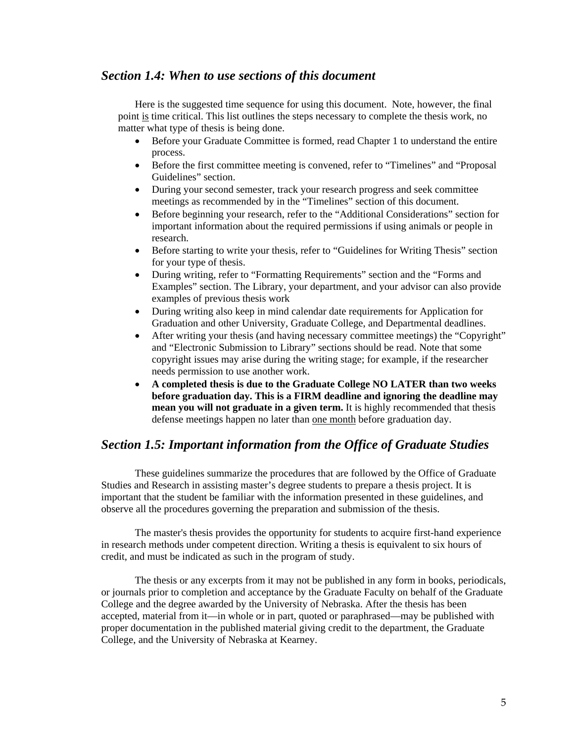## *Section 1.4: When to use sections of this document*

Here is the suggested time sequence for using this document. Note, however, the final point <u>is</u> time critical. This list outlines the steps necessary to complete the thesis work, no matter what type of thesis is being done.

- Before your Graduate Committee is formed, read Chapter 1 to understand the entire process.
- Before the first committee meeting is convened, refer to “Timelines” and “Proposal Guidelines” section.
- During your second semester, track your research progress and seek committee meetings as recommended by in the “Timelines” section of this document.
- Before beginning your research, refer to the “Additional Considerations” section for important information about the required permissions if using animals or people in research.
- Before starting to write your thesis, refer to “Guidelines for Writing Thesis” section for your type of thesis.
- During writing, refer to “Formatting Requirements” section and the “Forms and Examples” section. The Library, your department, and your advisor can also provide examples of previous thesis work
- During writing also keep in mind calendar date requirements for Application for Graduation and other University, Graduate College, and Departmental deadlines.
- After writing your thesis (and having necessary committee meetings) the “Copyright” and “Electronic Submission to Library” sections should be read. Note that some copyright issues may arise during the writing stage; for example, if the researcher needs permission to use another work.
- **A completed thesis is due to the Graduate College NO LATER than two weeks before graduation day. This is a FIRM deadline and ignoring the deadline may mean you will not graduate in a given term.** It is highly recommended that thesis defense meetings happen no later than <u>one month</u> before graduation day.

## *Section 1.5: Important information from the Office of Graduate Studies*

These guidelines summarize the procedures that are followed by the Office of Graduate Studies and Research in assisting master’s degree students to prepare a thesis project. It is important that the student be familiar with the information presented in these guidelines, and observe all the procedures governing the preparation and submission of the thesis.

The master's thesis provides the opportunity for students to acquire first-hand experience in research methods under competent direction. Writing a thesis is equivalent to six hours of credit, and must be indicated as such in the program of study.

The thesis or any excerpts from it may not be published in any form in books, periodicals, or journals prior to completion and acceptance by the Graduate Faculty on behalf of the Graduate College and the degree awarded by the University of Nebraska. After the thesis has been accepted, material from it—in whole or in part, quoted or paraphrased—may be published with proper documentation in the published material giving credit to the department, the Graduate College, and the University of Nebraska at Kearney.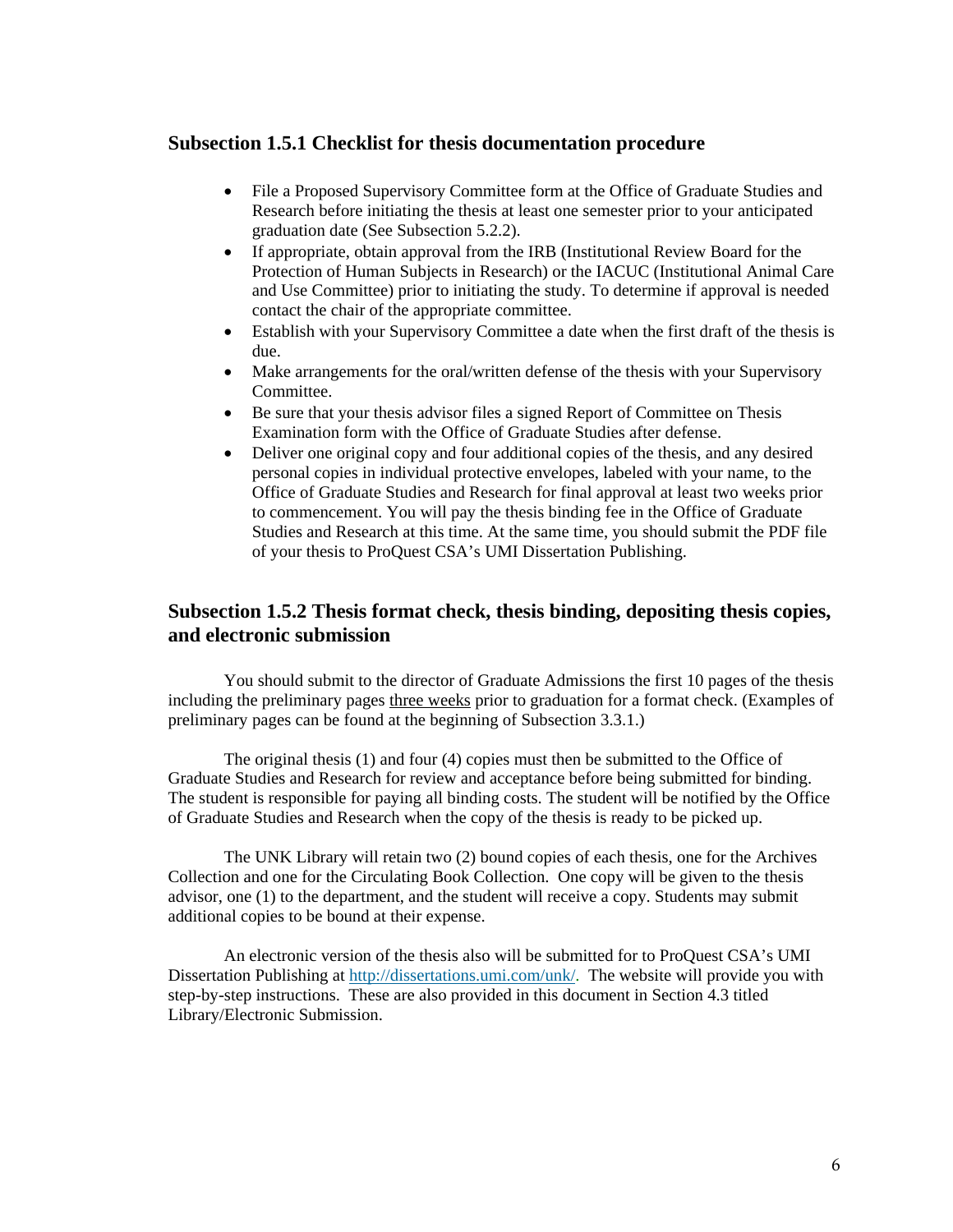### Subsection 1.5.1 Checklist for thesis documentation procedure

- File a Proposed Supervisory Committee form at the Office of Graduate Studies and Research before initiating the thesis at least one semester prior to your anticipated graduation date (See Subsection 5.2.2).
- If appropriate, obtain approval from the IRB (Institutional Review Board for the Protection of Human Subjects in Research) or the IACUC (Institutional Animal Care and Use Committee) prior to initiating the study. To determine if approval is needed contact the chair of the appropriate committee.
- Establish with your Supervisory Committee a date when the first draft of the thesis is due.
- Make arrangements for the oral/written defense of the thesis with your Supervisory Committee.
- Be sure that your thesis advisor files a signed Report of Committee on Thesis Examination form with the Office of Graduate Studies after defense.
- Deliver one original copy and four additional copies of the thesis, and any desired personal copies in individual protective envelopes, labeled with your name, to the Office of Graduate Studies and Research for final approval at least two weeks prior to commencement. You will pay the thesis binding fee in the Office of Graduate Studies and Research at this time. At the same time, you should submit the PDF file of your thesis to ProQuest CSA's UMI Dissertation Publishing.

### Subsection 1.5.2 Thesis format check, thesis binding, depositing thesis copies, and electronic submission

You should submit to the director of Graduate Admissions the first 10 pages of the thesis including the preliminary pages <u>three weeks</u> prior to graduation for a format check. (Examples of preliminary pages can be found at the beginning of Subsection 3.3.1.)

The original thesis (1) and four (4) copies must then be submitted to the Office of Graduate Studies and Research for review and acceptance before being submitted for binding. The student is responsible for paying all binding costs. The student will be notified by the Office of Graduate Studies and Research when the copy of the thesis is ready to be picked up.

The UNK Library will retain two (2) bound copies of each thesis, one for the Archives Collection and one for the Circulating Book Collection. One copy will be given to the thesis advisor, one (1) to the department, and the student will receive a copy. Students may submit additional copies to be bound at their expense.

An electronic version of the thesis also will be submitted for to ProQuest CSA's UMI Dissertation Publishing at http://dissertations.umi.com/unk/. The website will provide you with step-by-step instructions. These are also provided in this document in Section 4.3 titled Library/Electronic Submission.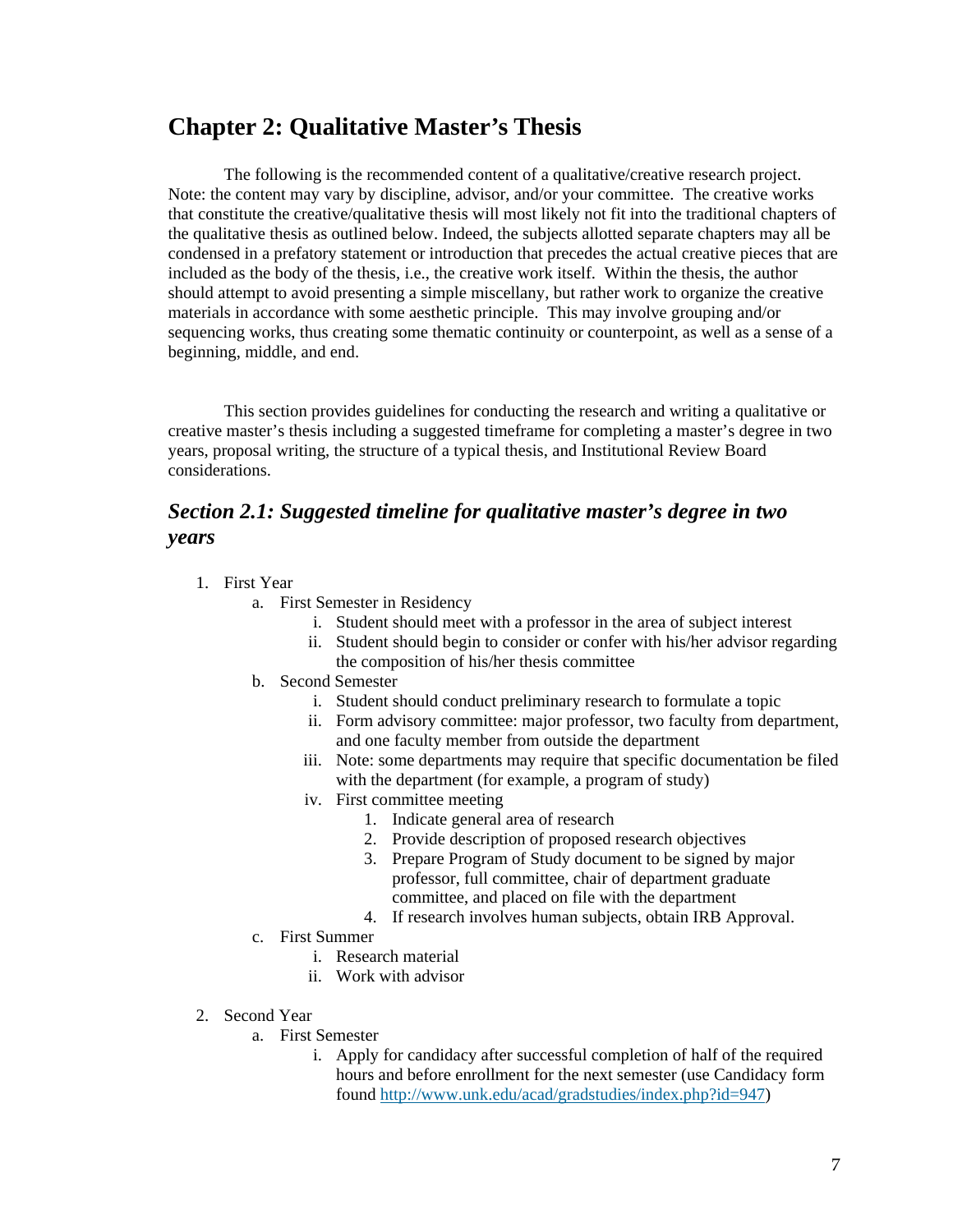# Chapter 2: Qualitative Master's Thesis

The following is the recommended content of a qualitative/creative research project. Note: the content may vary by discipline, advisor, and/or your committee. The creative works that constitute the creative/qualitative thesis will most likely not fit into the traditional chapters of the qualitative thesis as outlined below. Indeed, the subjects allotted separate chapters may all be condensed in a prefatory statement or introduction that precedes the actual creative pieces that are included as the body of the thesis, i.e., the creative work itself. Within the thesis, the author should attempt to avoid presenting a simple miscellany, but rather work to organize the creative materials in accordance with some aesthetic principle. This may involve grouping and/or sequencing works, thus creating some thematic continuity or counterpoint, as well as a sense of a beginning, middle, and end.

This section provides guidelines for conducting the research and writing a qualitative or creative master's thesis including a suggested timeframe for completing a master's degree in two years, proposal writing, the structure of a typical thesis, and Institutional Review Board considerations.

## *Section 2.1: Suggested timeline for qualitative master's degree in two years*

1. First Year
   a. First Semester in Residency
      i. Student should meet with a professor in the area of subject interest
      ii. Student should begin to consider or confer with his/her advisor regarding the composition of his/her thesis committee
   b. Second Semester
      i. Student should conduct preliminary research to formulate a topic
      ii. Form advisory committee: major professor, two faculty from department, and one faculty member from outside the department
      iii. Note: some departments may require that specific documentation be filed with the department (for example, a program of study)
      iv. First committee meeting
         1. Indicate general area of research
         2. Provide description of proposed research objectives
         3. Prepare Program of Study document to be signed by major professor, full committee, chair of department graduate committee, and placed on file with the department
         4. If research involves human subjects, obtain IRB Approval.
   c. First Summer
      i. Research material
      ii. Work with advisor

2. Second Year
   a. First Semester
      i. Apply for candidacy after successful completion of half of the required hours and before enrollment for the next semester (use Candidacy form found http://www.unk.edu/acad/gradstudies/index.php?id=947)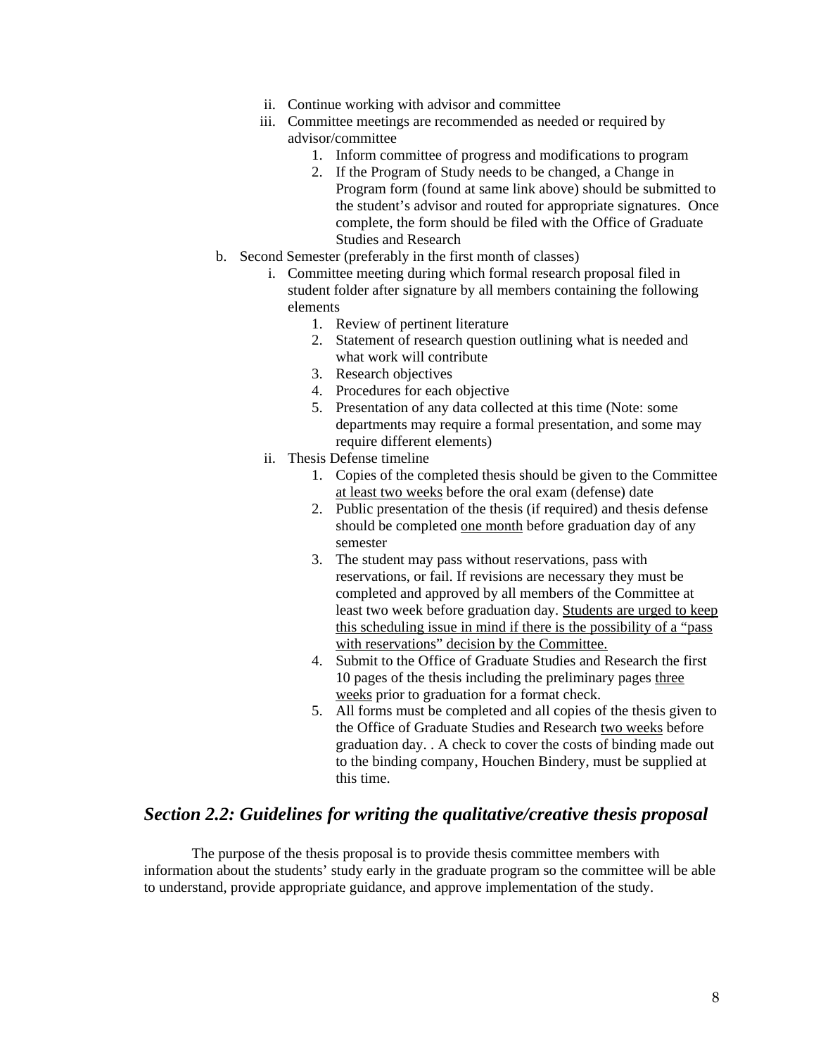ii. Continue working with advisor and committee
iii. Committee meetings are recommended as needed or required by advisor/committee
    1. Inform committee of progress and modifications to program
    2. If the Program of Study needs to be changed, a Change in Program form (found at same link above) should be submitted to the student's advisor and routed for appropriate signatures. Once complete, the form should be filed with the Office of Graduate Studies and Research

b. Second Semester (preferably in the first month of classes)
   i. Committee meeting during which formal research proposal filed in student folder after signature by all members containing the following elements
       1. Review of pertinent literature
       2. Statement of research question outlining what is needed and what work will contribute
       3. Research objectives
       4. Procedures for each objective
       5. Presentation of any data collected at this time (Note: some departments may require a formal presentation, and some may require different elements)
   ii. Thesis Defense timeline
       1. Copies of the completed thesis should be given to the Committee <u>at least two weeks</u> before the oral exam (defense) date
       2. Public presentation of the thesis (if required) and thesis defense should be completed <u>one month</u> before graduation day of any semester
       3. The student may pass without reservations, pass with reservations, or fail. If revisions are necessary they must be completed and approved by all members of the Committee at least two week before graduation day. <u>Students are urged to keep this scheduling issue in mind if there is the possibility of a "pass with reservations" decision by the Committee.</u>
       4. Submit to the Office of Graduate Studies and Research the first 10 pages of the thesis including the preliminary pages <u>three weeks</u> prior to graduation for a format check.
       5. All forms must be completed and all copies of the thesis given to the Office of Graduate Studies and Research <u>two weeks</u> before graduation day. . A check to cover the costs of binding made out to the binding company, Houchen Bindery, must be supplied at this time.

## *Section 2.2: Guidelines for writing the qualitative/creative thesis proposal*

The purpose of the thesis proposal is to provide thesis committee members with information about the students' study early in the graduate program so the committee will be able to understand, provide appropriate guidance, and approve implementation of the study.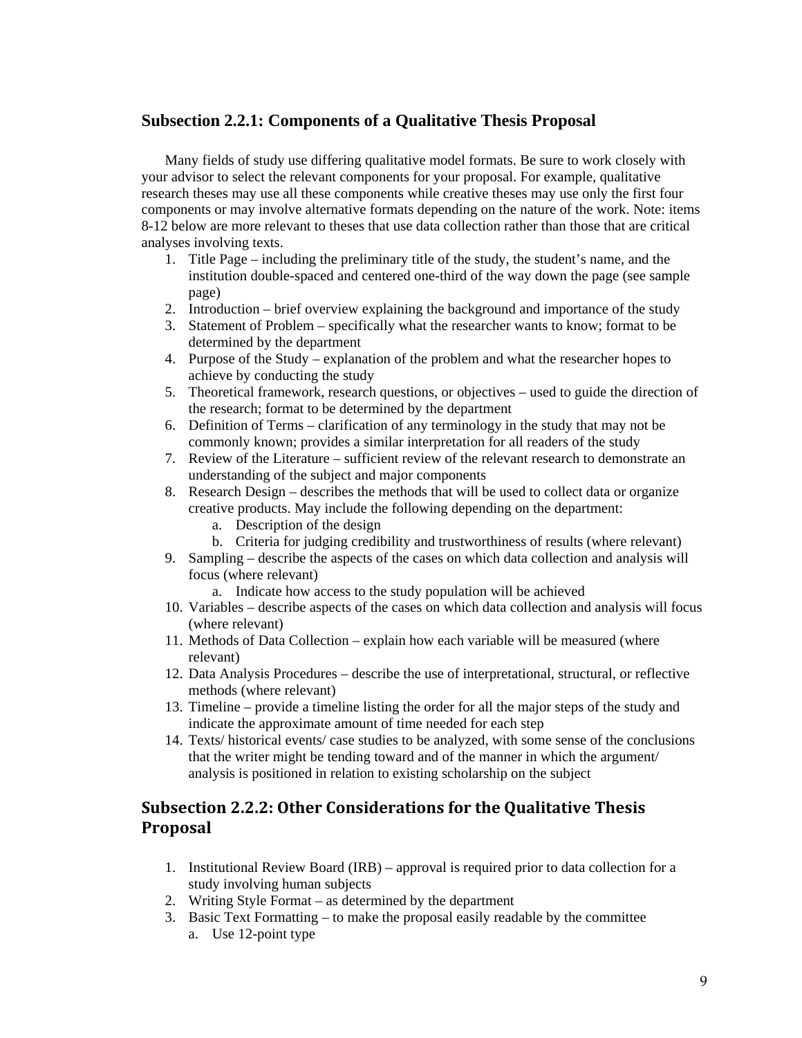### Subsection 2.2.1: Components of a Qualitative Thesis Proposal

Many fields of study use differing qualitative model formats. Be sure to work closely with your advisor to select the relevant components for your proposal. For example, qualitative research theses may use all these components while creative theses may use only the first four components or may involve alternative formats depending on the nature of the work. Note: items 8-12 below are more relevant to theses that use data collection rather than those that are critical analyses involving texts.

1. Title Page – including the preliminary title of the study, the student's name, and the institution double-spaced and centered one-third of the way down the page (see sample page)
2. Introduction – brief overview explaining the background and importance of the study
3. Statement of Problem – specifically what the researcher wants to know; format to be determined by the department
4. Purpose of the Study – explanation of the problem and what the researcher hopes to achieve by conducting the study
5. Theoretical framework, research questions, or objectives – used to guide the direction of the research; format to be determined by the department
6. Definition of Terms – clarification of any terminology in the study that may not be commonly known; provides a similar interpretation for all readers of the study
7. Review of the Literature – sufficient review of the relevant research to demonstrate an understanding of the subject and major components
8. Research Design – describes the methods that will be used to collect data or organize creative products. May include the following depending on the department:
    a. Description of the design
    b. Criteria for judging credibility and trustworthiness of results (where relevant)
9. Sampling – describe the aspects of the cases on which data collection and analysis will focus (where relevant)
    a. Indicate how access to the study population will be achieved
10. Variables – describe aspects of the cases on which data collection and analysis will focus (where relevant)
11. Methods of Data Collection – explain how each variable will be measured (where relevant)
12. Data Analysis Procedures – describe the use of interpretational, structural, or reflective methods (where relevant)
13. Timeline – provide a timeline listing the order for all the major steps of the study and indicate the approximate amount of time needed for each step
14. Texts/ historical events/ case studies to be analyzed, with some sense of the conclusions that the writer might be tending toward and of the manner in which the argument/ analysis is positioned in relation to existing scholarship on the subject

### Subsection 2.2.2: Other Considerations for the Qualitative Thesis Proposal

1. Institutional Review Board (IRB) – approval is required prior to data collection for a study involving human subjects
2. Writing Style Format – as determined by the department
3. Basic Text Formatting – to make the proposal easily readable by the committee
    a. Use 12-point type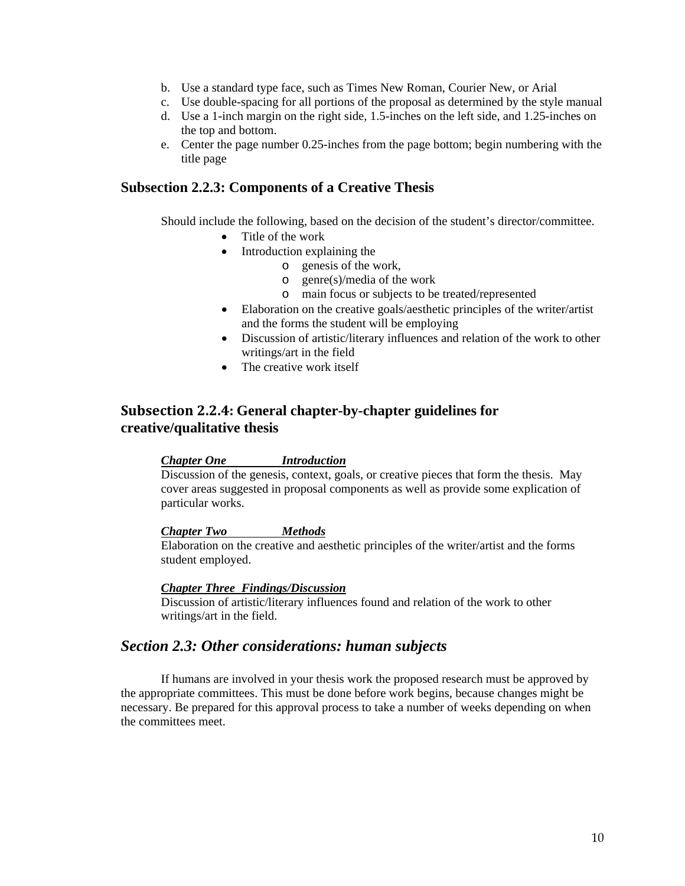b. Use a standard type face, such as Times New Roman, Courier New, or Arial
c. Use double-spacing for all portions of the proposal as determined by the style manual
d. Use a 1-inch margin on the right side, 1.5-inches on the left side, and 1.25-inches on the top and bottom.
e. Center the page number 0.25-inches from the page bottom; begin numbering with the title page

### Subsection 2.2.3: Components of a Creative Thesis

Should include the following, based on the decision of the student's director/committee.

- Title of the work
- Introduction explaining the
    - genesis of the work,
    - genre(s)/media of the work
    - main focus or subjects to be treated/represented
- Elaboration on the creative goals/aesthetic principles of the writer/artist and the forms the student will be employing
- Discussion of artistic/literary influences and relation of the work to other writings/art in the field
- The creative work itself

### Subsection 2.2.4: General chapter-by-chapter guidelines for creative/qualitative thesis

***Chapter One Introduction***
Discussion of the genesis, context, goals, or creative pieces that form the thesis. May cover areas suggested in proposal components as well as provide some explication of particular works.

***Chapter Two Methods***
Elaboration on the creative and aesthetic principles of the writer/artist and the forms student employed.

***Chapter Three Findings/Discussion***
Discussion of artistic/literary influences found and relation of the work to other writings/art in the field.

## *Section 2.3: Other considerations: human subjects*

If humans are involved in your thesis work the proposed research must be approved by the appropriate committees. This must be done before work begins, because changes might be necessary. Be prepared for this approval process to take a number of weeks depending on when the committees meet.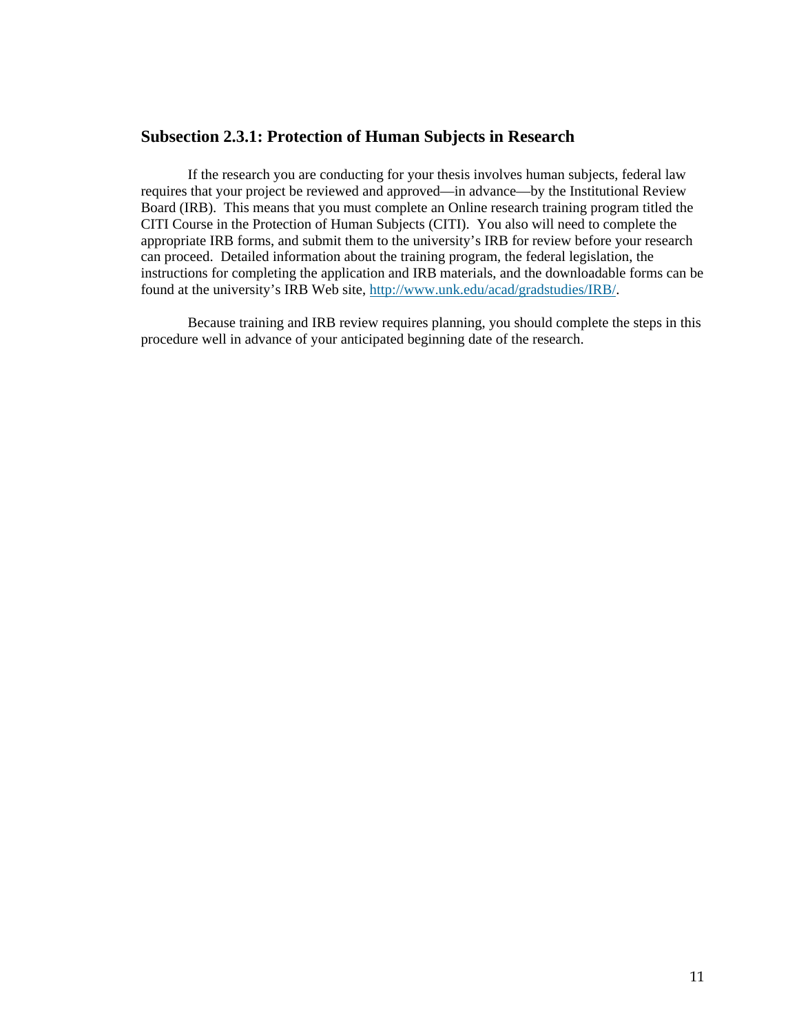### Subsection 2.3.1: Protection of Human Subjects in Research

If the research you are conducting for your thesis involves human subjects, federal law requires that your project be reviewed and approved—in advance—by the Institutional Review Board (IRB). This means that you must complete an Online research training program titled the CITI Course in the Protection of Human Subjects (CITI). You also will need to complete the appropriate IRB forms, and submit them to the university's IRB for review before your research can proceed. Detailed information about the training program, the federal legislation, the instructions for completing the application and IRB materials, and the downloadable forms can be found at the university's IRB Web site, [http://www.unk.edu/acad/gradstudies/IRB/](http://www.unk.edu/acad/gradstudies/IRB/).

Because training and IRB review requires planning, you should complete the steps in this procedure well in advance of your anticipated beginning date of the research.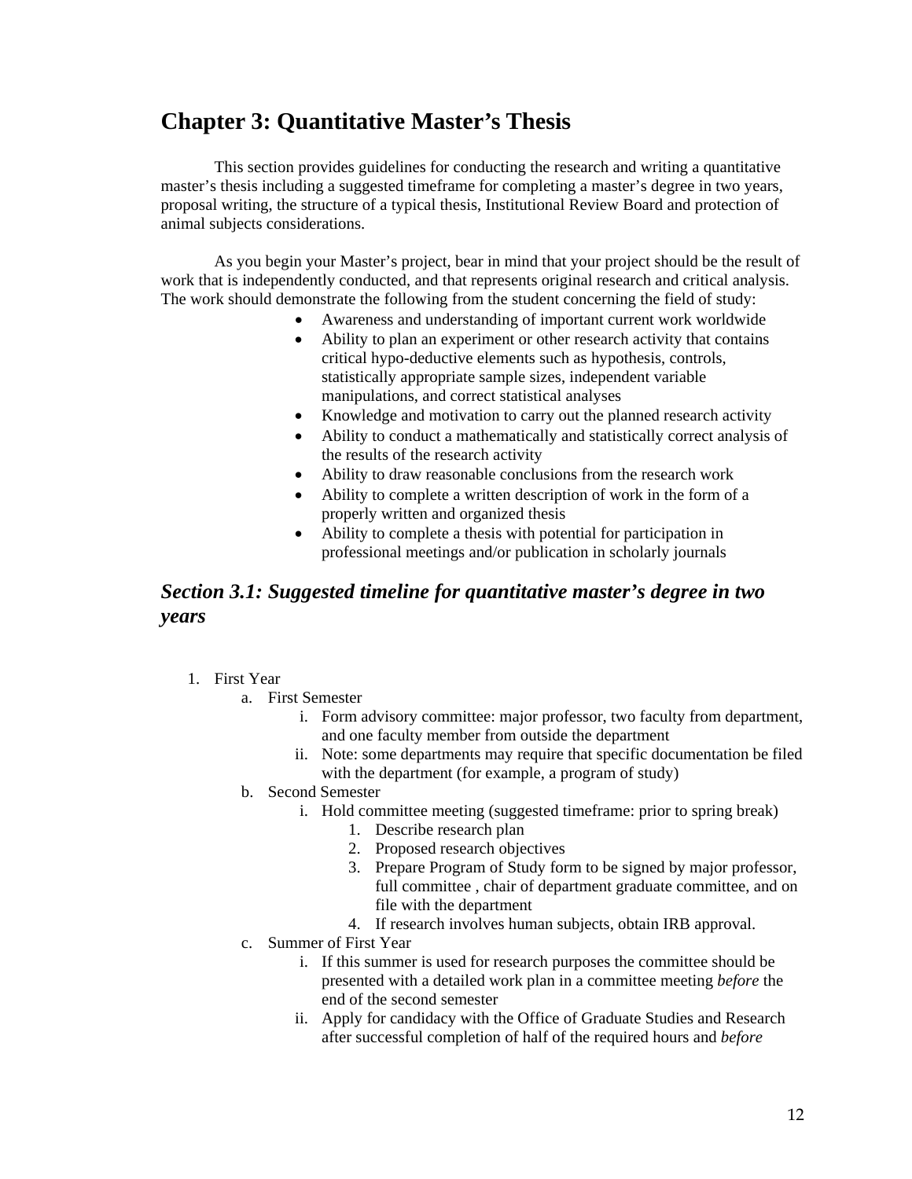# Chapter 3: Quantitative Master's Thesis

This section provides guidelines for conducting the research and writing a quantitative master's thesis including a suggested timeframe for completing a master's degree in two years, proposal writing, the structure of a typical thesis, Institutional Review Board and protection of animal subjects considerations.

As you begin your Master's project, bear in mind that your project should be the result of work that is independently conducted, and that represents original research and critical analysis. The work should demonstrate the following from the student concerning the field of study:

- Awareness and understanding of important current work worldwide
- Ability to plan an experiment or other research activity that contains critical hypo-deductive elements such as hypothesis, controls, statistically appropriate sample sizes, independent variable manipulations, and correct statistical analyses
- Knowledge and motivation to carry out the planned research activity
- Ability to conduct a mathematically and statistically correct analysis of the results of the research activity
- Ability to draw reasonable conclusions from the research work
- Ability to complete a written description of work in the form of a properly written and organized thesis
- Ability to complete a thesis with potential for participation in professional meetings and/or publication in scholarly journals

## *Section 3.1: Suggested timeline for quantitative master's degree in two years*

1. First Year
   a. First Semester
      i. Form advisory committee: major professor, two faculty from department, and one faculty member from outside the department
      ii. Note: some departments may require that specific documentation be filed with the department (for example, a program of study)
   b. Second Semester
      i. Hold committee meeting (suggested timeframe: prior to spring break)
         1. Describe research plan
         2. Proposed research objectives
         3. Prepare Program of Study form to be signed by major professor, full committee , chair of department graduate committee, and on file with the department
         4. If research involves human subjects, obtain IRB approval.
   c. Summer of First Year
      i. If this summer is used for research purposes the committee should be presented with a detailed work plan in a committee meeting *before* the end of the second semester
      ii. Apply for candidacy with the Office of Graduate Studies and Research after successful completion of half of the required hours and *before*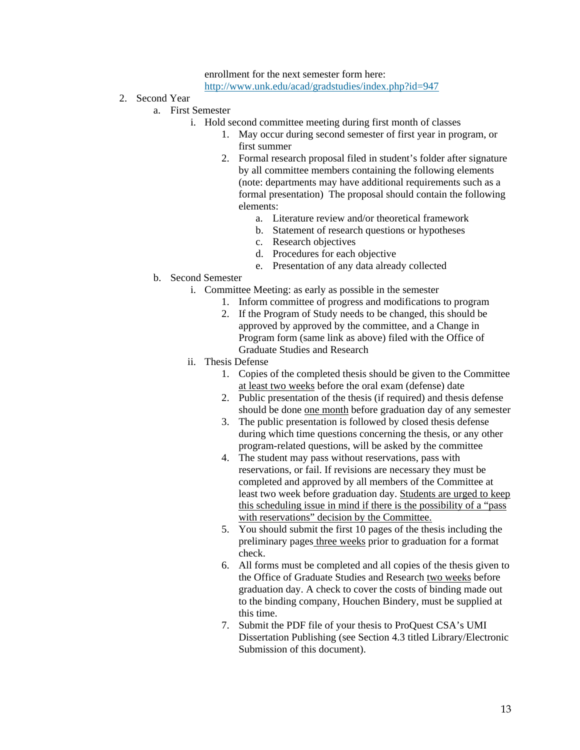enrollment for the next semester form here: http://www.unk.edu/acad/gradstudies/index.php?id=947

2. Second Year
    a. First Semester
        i. Hold second committee meeting during first month of classes
            1. May occur during second semester of first year in program, or first summer
            2. Formal research proposal filed in student's folder after signature by all committee members containing the following elements (note: departments may have additional requirements such as a formal presentation) The proposal should contain the following elements:
                a. Literature review and/or theoretical framework
                b. Statement of research questions or hypotheses
                c. Research objectives
                d. Procedures for each objective
                e. Presentation of any data already collected
    b. Second Semester
        i. Committee Meeting: as early as possible in the semester
            1. Inform committee of progress and modifications to program
            2. If the Program of Study needs to be changed, this should be approved by approved by the committee, and a Change in Program form (same link as above) filed with the Office of Graduate Studies and Research
        ii. Thesis Defense
            1. Copies of the completed thesis should be given to the Committee <u>at least two weeks</u> before the oral exam (defense) date
            2. Public presentation of the thesis (if required) and thesis defense should be done <u>one month</u> before graduation day of any semester
            3. The public presentation is followed by closed thesis defense during which time questions concerning the thesis, or any other program-related questions, will be asked by the committee
            4. The student may pass without reservations, pass with reservations, or fail. If revisions are necessary they must be completed and approved by all members of the Committee at least two week before graduation day. <u>Students are urged to keep this scheduling issue in mind if there is the possibility of a "pass with reservations" decision by the Committee.</u>
            5. You should submit the first 10 pages of the thesis including the preliminary pages <u>three weeks</u> prior to graduation for a format check.
            6. All forms must be completed and all copies of the thesis given to the Office of Graduate Studies and Research <u>two weeks</u> before graduation day. A check to cover the costs of binding made out to the binding company, Houchen Bindery, must be supplied at this time.
            7. Submit the PDF file of your thesis to ProQuest CSA's UMI Dissertation Publishing (see Section 4.3 titled Library/Electronic Submission of this document).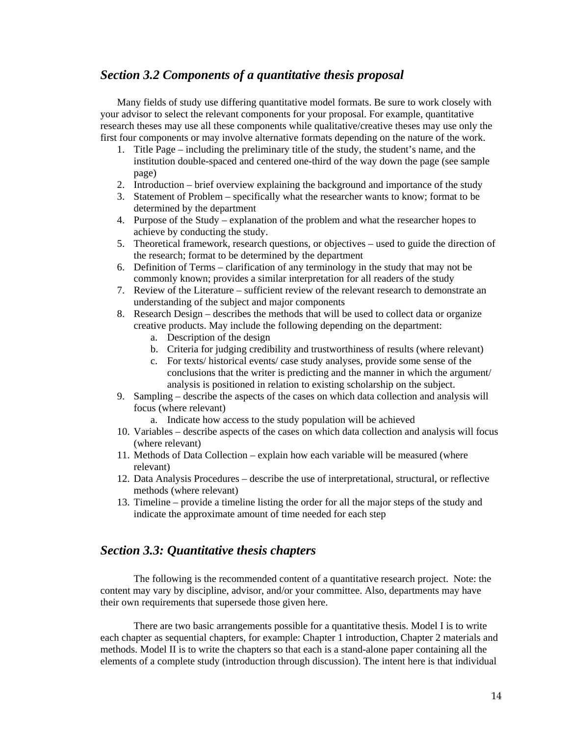## *Section 3.2 Components of a quantitative thesis proposal*

Many fields of study use differing quantitative model formats. Be sure to work closely with your advisor to select the relevant components for your proposal. For example, quantitative research theses may use all these components while qualitative/creative theses may use only the first four components or may involve alternative formats depending on the nature of the work.

1. Title Page – including the preliminary title of the study, the student's name, and the institution double-spaced and centered one-third of the way down the page (see sample page)
2. Introduction – brief overview explaining the background and importance of the study
3. Statement of Problem – specifically what the researcher wants to know; format to be determined by the department
4. Purpose of the Study – explanation of the problem and what the researcher hopes to achieve by conducting the study.
5. Theoretical framework, research questions, or objectives – used to guide the direction of the research; format to be determined by the department
6. Definition of Terms – clarification of any terminology in the study that may not be commonly known; provides a similar interpretation for all readers of the study
7. Review of the Literature – sufficient review of the relevant research to demonstrate an understanding of the subject and major components
8. Research Design – describes the methods that will be used to collect data or organize creative products. May include the following depending on the department:
    a. Description of the design
    b. Criteria for judging credibility and trustworthiness of results (where relevant)
    c. For texts/ historical events/ case study analyses, provide some sense of the conclusions that the writer is predicting and the manner in which the argument/ analysis is positioned in relation to existing scholarship on the subject.
9. Sampling – describe the aspects of the cases on which data collection and analysis will focus (where relevant)
    a. Indicate how access to the study population will be achieved
10. Variables – describe aspects of the cases on which data collection and analysis will focus (where relevant)
11. Methods of Data Collection – explain how each variable will be measured (where relevant)
12. Data Analysis Procedures – describe the use of interpretational, structural, or reflective methods (where relevant)
13. Timeline – provide a timeline listing the order for all the major steps of the study and indicate the approximate amount of time needed for each step

## *Section 3.3: Quantitative thesis chapters*

The following is the recommended content of a quantitative research project. Note: the content may vary by discipline, advisor, and/or your committee. Also, departments may have their own requirements that supersede those given here.

There are two basic arrangements possible for a quantitative thesis. Model I is to write each chapter as sequential chapters, for example: Chapter 1 introduction, Chapter 2 materials and methods. Model II is to write the chapters so that each is a stand-alone paper containing all the elements of a complete study (introduction through discussion). The intent here is that individual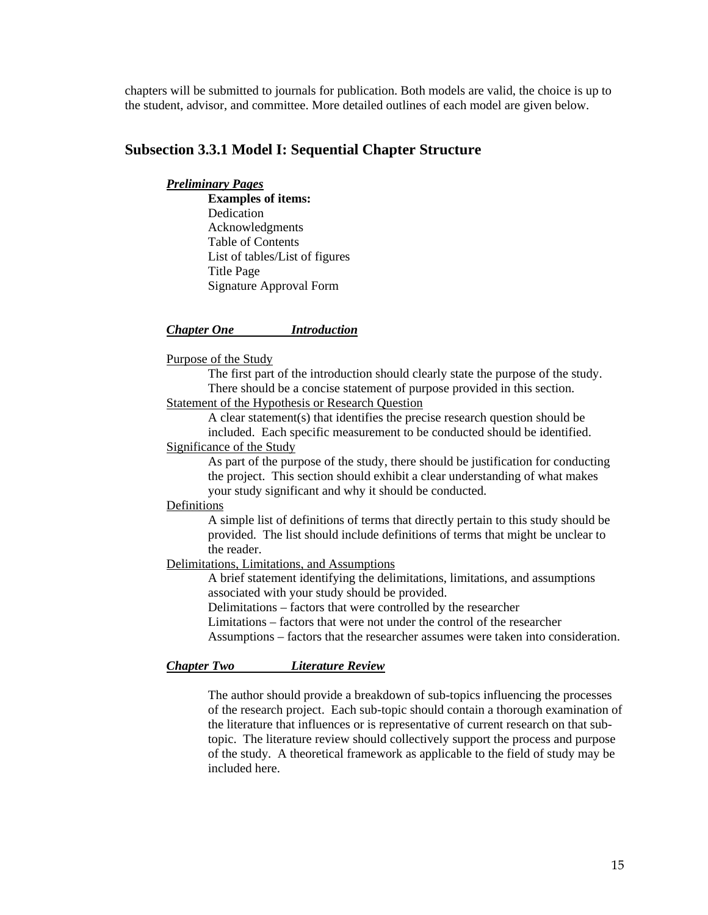chapters will be submitted to journals for publication. Both models are valid, the choice is up to the student, advisor, and committee. More detailed outlines of each model are given below.

## Subsection 3.3.1 Model I: Sequential Chapter Structure

***Preliminary Pages***

**Examples of items:**

Dedication
Acknowledgments
Table of Contents
List of tables/List of figures
Title Page
Signature Approval Form

***Chapter One Introduction***

Purpose of the Study

The first part of the introduction should clearly state the purpose of the study. There should be a concise statement of purpose provided in this section.

Statement of the Hypothesis or Research Question

A clear statement(s) that identifies the precise research question should be included. Each specific measurement to be conducted should be identified.

Significance of the Study

As part of the purpose of the study, there should be justification for conducting the project. This section should exhibit a clear understanding of what makes your study significant and why it should be conducted.

Definitions

A simple list of definitions of terms that directly pertain to this study should be provided. The list should include definitions of terms that might be unclear to the reader.

Delimitations, Limitations, and Assumptions

A brief statement identifying the delimitations, limitations, and assumptions associated with your study should be provided.
Delimitations – factors that were controlled by the researcher
Limitations – factors that were not under the control of the researcher
Assumptions – factors that the researcher assumes were taken into consideration.

***Chapter Two Literature Review***

The author should provide a breakdown of sub-topics influencing the processes of the research project. Each sub-topic should contain a thorough examination of the literature that influences or is representative of current research on that sub-topic. The literature review should collectively support the process and purpose of the study. A theoretical framework as applicable to the field of study may be included here.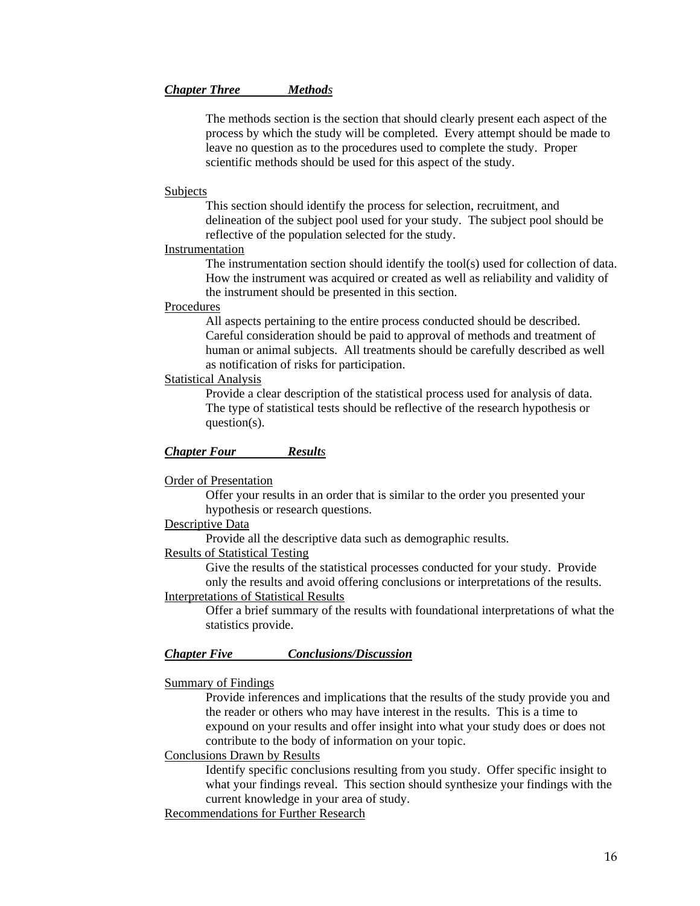## ***Chapter Three Methods***

The methods section is the section that should clearly present each aspect of the process by which the study will be completed. Every attempt should be made to leave no question as to the procedures used to complete the study. Proper scientific methods should be used for this aspect of the study.

### Subjects

This section should identify the process for selection, recruitment, and delineation of the subject pool used for your study. The subject pool should be reflective of the population selected for the study.

### Instrumentation

The instrumentation section should identify the tool(s) used for collection of data. How the instrument was acquired or created as well as reliability and validity of the instrument should be presented in this section.

### Procedures

All aspects pertaining to the entire process conducted should be described. Careful consideration should be paid to approval of methods and treatment of human or animal subjects. All treatments should be carefully described as well as notification of risks for participation.

### Statistical Analysis

Provide a clear description of the statistical process used for analysis of data. The type of statistical tests should be reflective of the research hypothesis or question(s).

## ***Chapter Four Results***

### Order of Presentation

Offer your results in an order that is similar to the order you presented your hypothesis or research questions.

### Descriptive Data

Provide all the descriptive data such as demographic results.

### Results of Statistical Testing

Give the results of the statistical processes conducted for your study. Provide only the results and avoid offering conclusions or interpretations of the results.

### Interpretations of Statistical Results

Offer a brief summary of the results with foundational interpretations of what the statistics provide.

## ***Chapter Five Conclusions/Discussion***

### Summary of Findings

Provide inferences and implications that the results of the study provide you and the reader or others who may have interest in the results. This is a time to expound on your results and offer insight into what your study does or does not contribute to the body of information on your topic.

### Conclusions Drawn by Results

Identify specific conclusions resulting from you study. Offer specific insight to what your findings reveal. This section should synthesize your findings with the current knowledge in your area of study.

### Recommendations for Further Research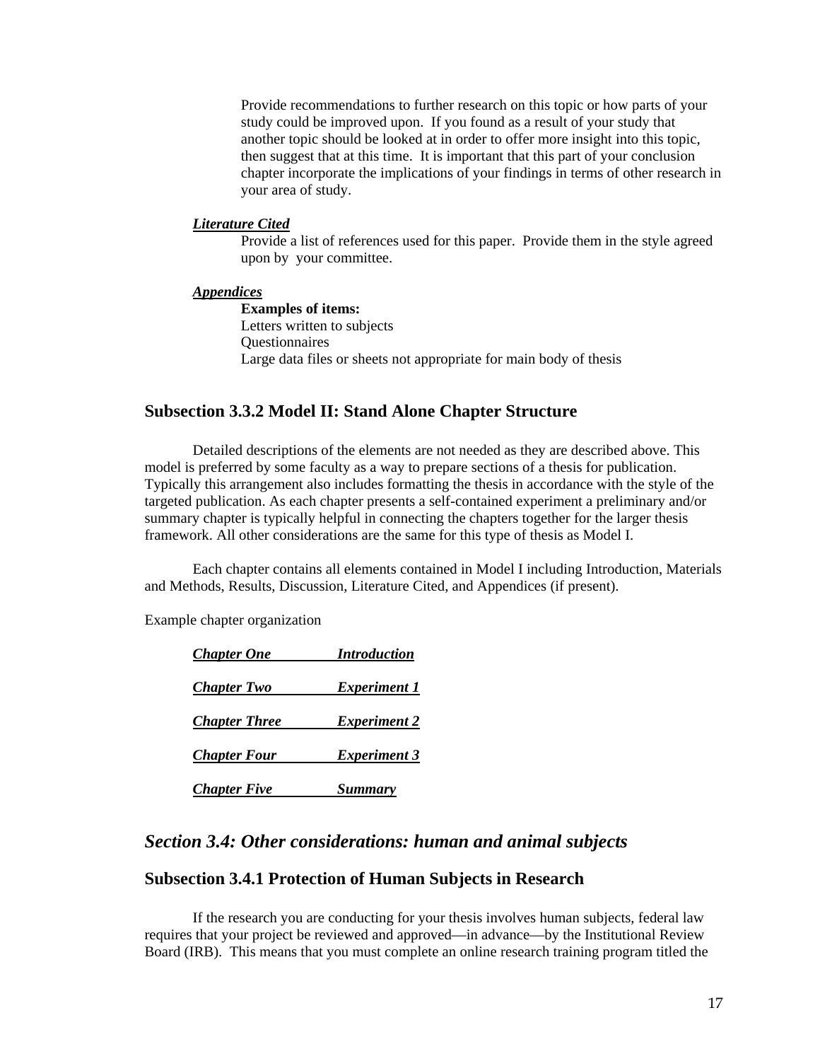Provide recommendations to further research on this topic or how parts of your study could be improved upon. If you found as a result of your study that another topic should be looked at in order to offer more insight into this topic, then suggest that at this time. It is important that this part of your conclusion chapter incorporate the implications of your findings in terms of other research in your area of study.

***Literature Cited***

Provide a list of references used for this paper. Provide them in the style agreed upon by your committee.

***Appendices***

**Examples of items:**
Letters written to subjects
Questionnaires
Large data files or sheets not appropriate for main body of thesis

### Subsection 3.3.2 Model II: Stand Alone Chapter Structure

Detailed descriptions of the elements are not needed as they are described above. This model is preferred by some faculty as a way to prepare sections of a thesis for publication. Typically this arrangement also includes formatting the thesis in accordance with the style of the targeted publication. As each chapter presents a self-contained experiment a preliminary and/or summary chapter is typically helpful in connecting the chapters together for the larger thesis framework. All other considerations are the same for this type of thesis as Model I.

Each chapter contains all elements contained in Model I including Introduction, Materials and Methods, Results, Discussion, Literature Cited, and Appendices (if present).

Example chapter organization

***Chapter One*** ***Introduction***

***Chapter Two*** ***Experiment 1***

***Chapter Three*** ***Experiment 2***

***Chapter Four*** ***Experiment 3***

***Chapter Five*** ***Summary***

## *Section 3.4: Other considerations: human and animal subjects*

### Subsection 3.4.1 Protection of Human Subjects in Research

If the research you are conducting for your thesis involves human subjects, federal law requires that your project be reviewed and approved—in advance—by the Institutional Review Board (IRB). This means that you must complete an online research training program titled the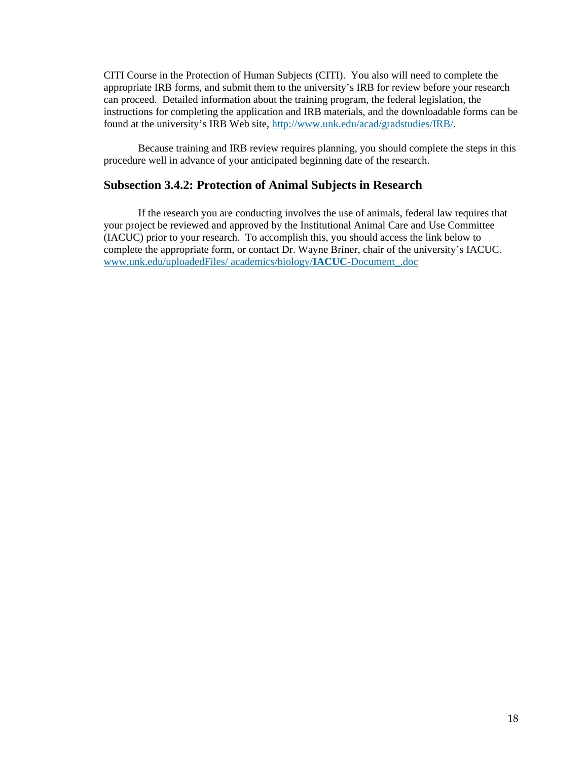CITI Course in the Protection of Human Subjects (CITI). You also will need to complete the appropriate IRB forms, and submit them to the university's IRB for review before your research can proceed. Detailed information about the training program, the federal legislation, the instructions for completing the application and IRB materials, and the downloadable forms can be found at the university's IRB Web site, http://www.unk.edu/acad/gradstudies/IRB/.

Because training and IRB review requires planning, you should complete the steps in this procedure well in advance of your anticipated beginning date of the research.

### Subsection 3.4.2: Protection of Animal Subjects in Research

If the research you are conducting involves the use of animals, federal law requires that your project be reviewed and approved by the Institutional Animal Care and Use Committee (IACUC) prior to your research. To accomplish this, you should access the link below to complete the appropriate form, or contact Dr. Wayne Briner, chair of the university's IACUC. www.unk.edu/uploadedFiles/ academics/biology/**IACUC**-Document_.doc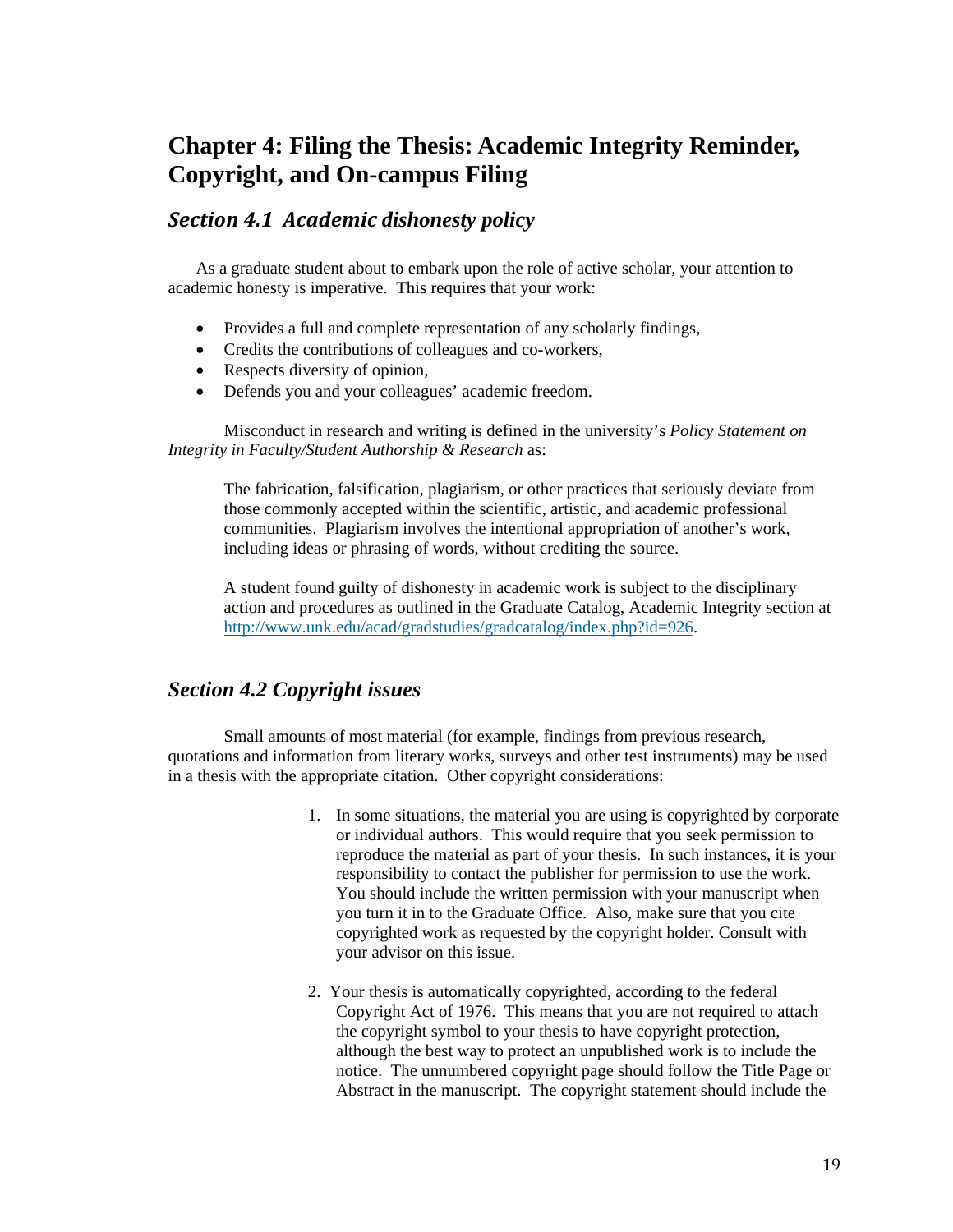# Chapter 4: Filing the Thesis: Academic Integrity Reminder, Copyright, and On-campus Filing

## *Section 4.1 Academic dishonesty policy*

As a graduate student about to embark upon the role of active scholar, your attention to academic honesty is imperative. This requires that your work:

- Provides a full and complete representation of any scholarly findings,
- Credits the contributions of colleagues and co-workers,
- Respects diversity of opinion,
- Defends you and your colleagues' academic freedom.

Misconduct in research and writing is defined in the university's *Policy Statement on Integrity in Faculty/Student Authorship & Research* as:

> The fabrication, falsification, plagiarism, or other practices that seriously deviate from those commonly accepted within the scientific, artistic, and academic professional communities. Plagiarism involves the intentional appropriation of another's work, including ideas or phrasing of words, without crediting the source.
>
> A student found guilty of dishonesty in academic work is subject to the disciplinary action and procedures as outlined in the Graduate Catalog, Academic Integrity section at http://www.unk.edu/acad/gradstudies/gradcatalog/index.php?id=926.

## *Section 4.2 Copyright issues*

Small amounts of most material (for example, findings from previous research, quotations and information from literary works, surveys and other test instruments) may be used in a thesis with the appropriate citation. Other copyright considerations:

1. In some situations, the material you are using is copyrighted by corporate or individual authors. This would require that you seek permission to reproduce the material as part of your thesis. In such instances, it is your responsibility to contact the publisher for permission to use the work. You should include the written permission with your manuscript when you turn it in to the Graduate Office. Also, make sure that you cite copyrighted work as requested by the copyright holder. Consult with your advisor on this issue.

2. Your thesis is automatically copyrighted, according to the federal Copyright Act of 1976. This means that you are not required to attach the copyright symbol to your thesis to have copyright protection, although the best way to protect an unpublished work is to include the notice. The unnumbered copyright page should follow the Title Page or Abstract in the manuscript. The copyright statement should include the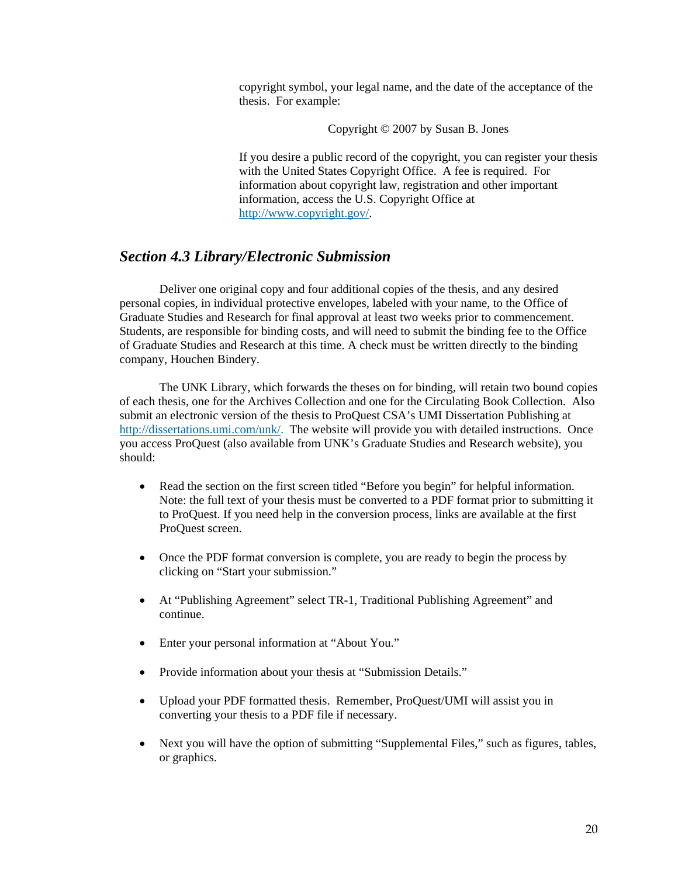copyright symbol, your legal name, and the date of the acceptance of the thesis. For example:

Copyright © 2007 by Susan B. Jones

If you desire a public record of the copyright, you can register your thesis with the United States Copyright Office. A fee is required. For information about copyright law, registration and other important information, access the U.S. Copyright Office at http://www.copyright.gov/.

### *Section 4.3 Library/Electronic Submission*

Deliver one original copy and four additional copies of the thesis, and any desired personal copies, in individual protective envelopes, labeled with your name, to the Office of Graduate Studies and Research for final approval at least two weeks prior to commencement. Students, are responsible for binding costs, and will need to submit the binding fee to the Office of Graduate Studies and Research at this time. A check must be written directly to the binding company, Houchen Bindery.

The UNK Library, which forwards the theses on for binding, will retain two bound copies of each thesis, one for the Archives Collection and one for the Circulating Book Collection. Also submit an electronic version of the thesis to ProQuest CSA's UMI Dissertation Publishing at http://dissertations.umi.com/unk/. The website will provide you with detailed instructions. Once you access ProQuest (also available from UNK's Graduate Studies and Research website), you should:

- Read the section on the first screen titled "Before you begin" for helpful information. Note: the full text of your thesis must be converted to a PDF format prior to submitting it to ProQuest. If you need help in the conversion process, links are available at the first ProQuest screen.

- Once the PDF format conversion is complete, you are ready to begin the process by clicking on "Start your submission."

- At "Publishing Agreement" select TR-1, Traditional Publishing Agreement" and continue.

- Enter your personal information at "About You."

- Provide information about your thesis at "Submission Details."

- Upload your PDF formatted thesis. Remember, ProQuest/UMI will assist you in converting your thesis to a PDF file if necessary.

- Next you will have the option of submitting "Supplemental Files," such as figures, tables, or graphics.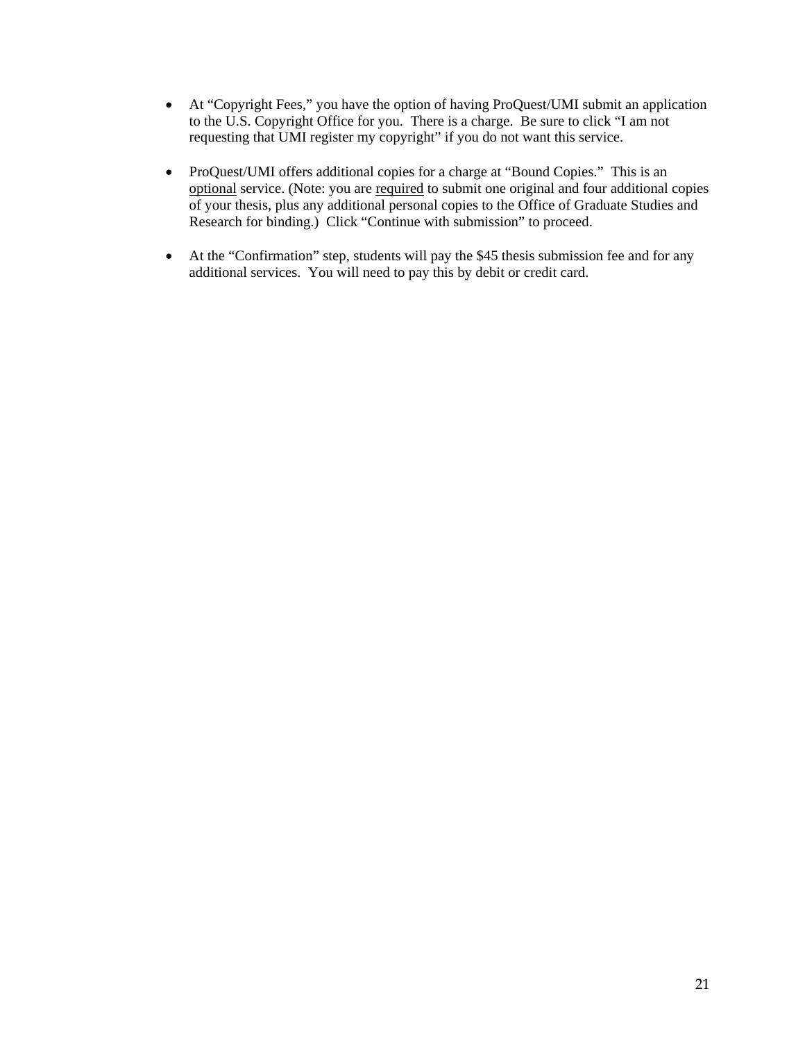- At "Copyright Fees," you have the option of having ProQuest/UMI submit an application to the U.S. Copyright Office for you. There is a charge. Be sure to click "I am not requesting that UMI register my copyright" if you do not want this service.

- ProQuest/UMI offers additional copies for a charge at "Bound Copies." This is an <u>optional</u> service. (Note: you are <u>required</u> to submit one original and four additional copies of your thesis, plus any additional personal copies to the Office of Graduate Studies and Research for binding.) Click "Continue with submission" to proceed.

- At the "Confirmation" step, students will pay the $45 thesis submission fee and for any additional services. You will need to pay this by debit or credit card.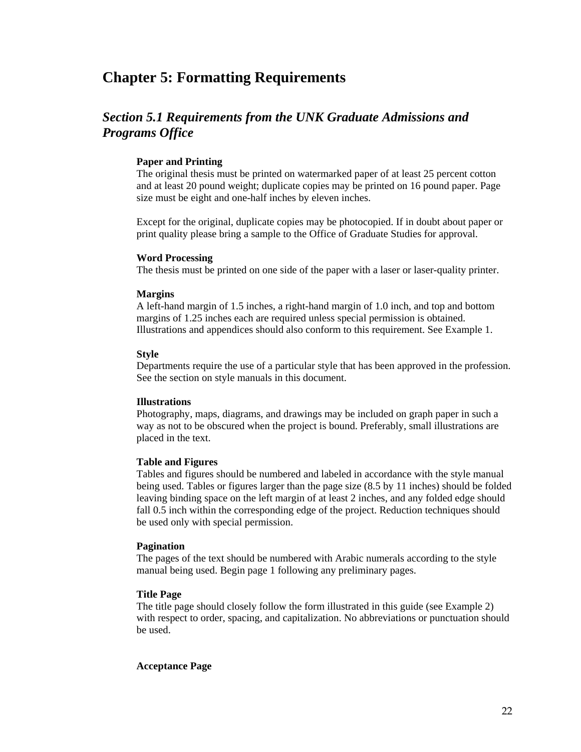# Chapter 5: Formatting Requirements

## *Section 5.1 Requirements from the UNK Graduate Admissions and Programs Office*

**Paper and Printing**
The original thesis must be printed on watermarked paper of at least 25 percent cotton and at least 20 pound weight; duplicate copies may be printed on 16 pound paper. Page size must be eight and one-half inches by eleven inches.

Except for the original, duplicate copies may be photocopied. If in doubt about paper or print quality please bring a sample to the Office of Graduate Studies for approval.

**Word Processing**
The thesis must be printed on one side of the paper with a laser or laser-quality printer.

**Margins**
A left-hand margin of 1.5 inches, a right-hand margin of 1.0 inch, and top and bottom margins of 1.25 inches each are required unless special permission is obtained. Illustrations and appendices should also conform to this requirement. See Example 1.

**Style**
Departments require the use of a particular style that has been approved in the profession. See the section on style manuals in this document.

**Illustrations**
Photography, maps, diagrams, and drawings may be included on graph paper in such a way as not to be obscured when the project is bound. Preferably, small illustrations are placed in the text.

**Table and Figures**
Tables and figures should be numbered and labeled in accordance with the style manual being used. Tables or figures larger than the page size (8.5 by 11 inches) should be folded leaving binding space on the left margin of at least 2 inches, and any folded edge should fall 0.5 inch within the corresponding edge of the project. Reduction techniques should be used only with special permission.

**Pagination**
The pages of the text should be numbered with Arabic numerals according to the style manual being used. Begin page 1 following any preliminary pages.

**Title Page**
The title page should closely follow the form illustrated in this guide (see Example 2) with respect to order, spacing, and capitalization. No abbreviations or punctuation should be used.

**Acceptance Page**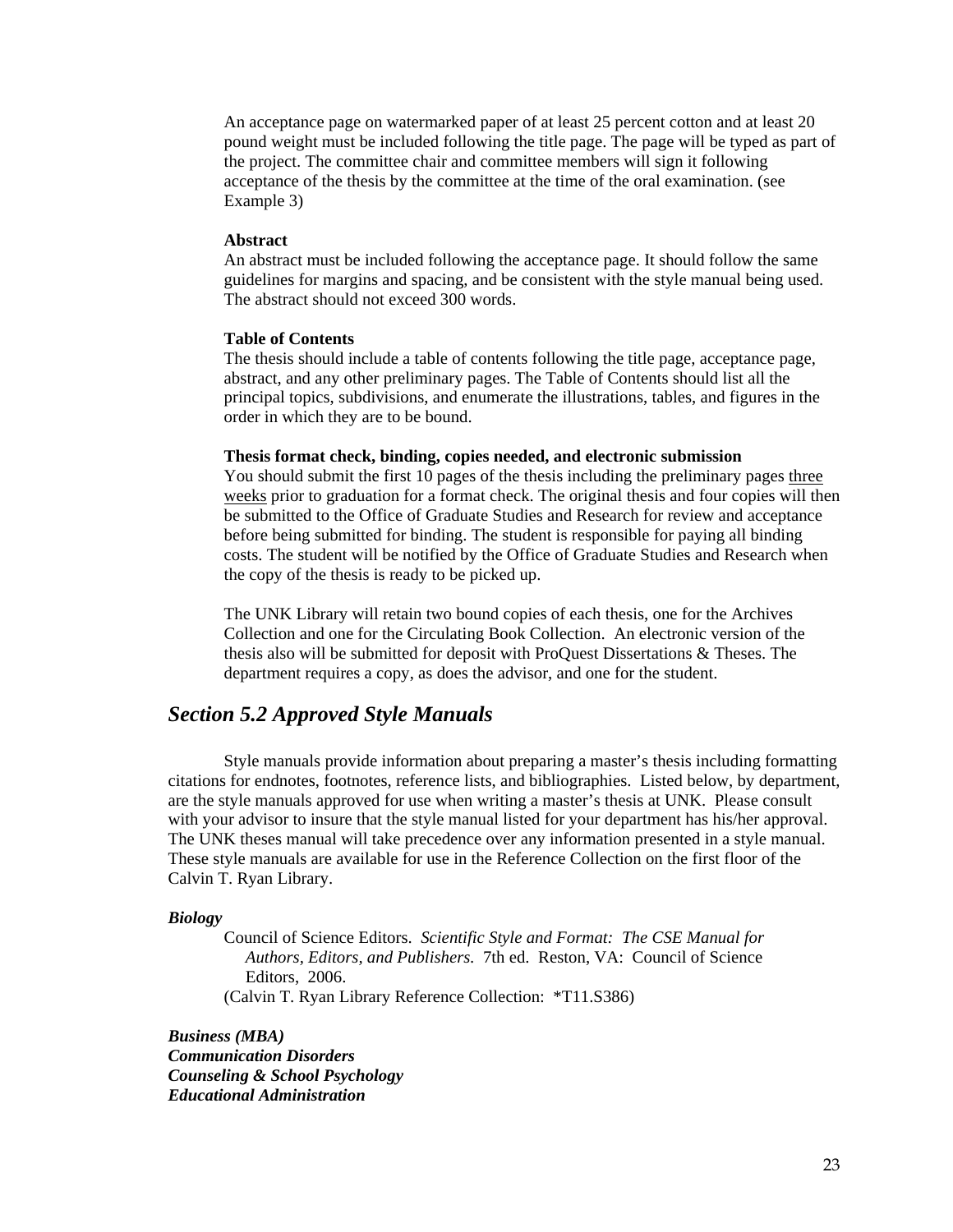An acceptance page on watermarked paper of at least 25 percent cotton and at least 20 pound weight must be included following the title page. The page will be typed as part of the project. The committee chair and committee members will sign it following acceptance of the thesis by the committee at the time of the oral examination. (see Example 3)

**Abstract**

An abstract must be included following the acceptance page. It should follow the same guidelines for margins and spacing, and be consistent with the style manual being used. The abstract should not exceed 300 words.

**Table of Contents**

The thesis should include a table of contents following the title page, acceptance page, abstract, and any other preliminary pages. The Table of Contents should list all the principal topics, subdivisions, and enumerate the illustrations, tables, and figures in the order in which they are to be bound.

**Thesis format check, binding, copies needed, and electronic submission**

You should submit the first 10 pages of the thesis including the preliminary pages <u>three weeks</u> prior to graduation for a format check. The original thesis and four copies will then be submitted to the Office of Graduate Studies and Research for review and acceptance before being submitted for binding. The student is responsible for paying all binding costs. The student will be notified by the Office of Graduate Studies and Research when the copy of the thesis is ready to be picked up.

The UNK Library will retain two bound copies of each thesis, one for the Archives Collection and one for the Circulating Book Collection. An electronic version of the thesis also will be submitted for deposit with ProQuest Dissertations & Theses. The department requires a copy, as does the advisor, and one for the student.

## *Section 5.2 Approved Style Manuals*

Style manuals provide information about preparing a master's thesis including formatting citations for endnotes, footnotes, reference lists, and bibliographies. Listed below, by department, are the style manuals approved for use when writing a master's thesis at UNK. Please consult with your advisor to insure that the style manual listed for your department has his/her approval. The UNK theses manual will take precedence over any information presented in a style manual. These style manuals are available for use in the Reference Collection on the first floor of the Calvin T. Ryan Library.

***Biology***

Council of Science Editors. *Scientific Style and Format: The CSE Manual for Authors, Editors, and Publishers.* 7th ed. Reston, VA: Council of Science Editors, 2006.
(Calvin T. Ryan Library Reference Collection: *T11.S386)

***Business (MBA)***
***Communication Disorders***
***Counseling & School Psychology***
***Educational Administration***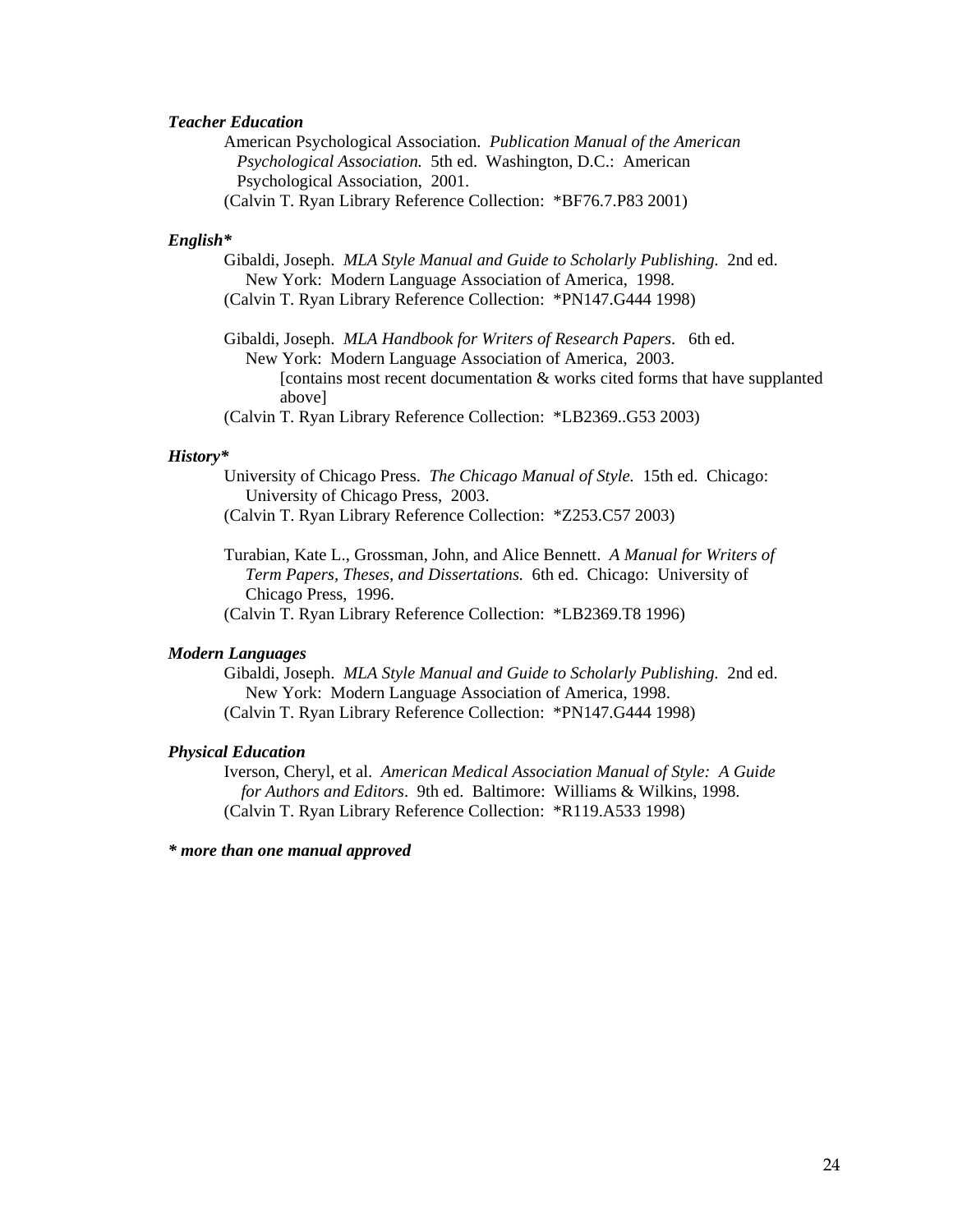***Teacher Education***

American Psychological Association. *Publication Manual of the American Psychological Association.* 5th ed. Washington, D.C.: American Psychological Association, 2001.
(Calvin T. Ryan Library Reference Collection: *BF76.7.P83 2001)

***English****

Gibaldi, Joseph. *MLA Style Manual and Guide to Scholarly Publishing.* 2nd ed. New York: Modern Language Association of America, 1998.
(Calvin T. Ryan Library Reference Collection: *PN147.G444 1998)

Gibaldi, Joseph. *MLA Handbook for Writers of Research Papers*. 6th ed. New York: Modern Language Association of America, 2003.
[contains most recent documentation & works cited forms that have supplanted above]
(Calvin T. Ryan Library Reference Collection: *LB2369..G53 2003)

***History****

University of Chicago Press. *The Chicago Manual of Style.* 15th ed. Chicago: University of Chicago Press, 2003.
(Calvin T. Ryan Library Reference Collection: *Z253.C57 2003)

Turabian, Kate L., Grossman, John, and Alice Bennett. *A Manual for Writers of Term Papers, Theses, and Dissertations.* 6th ed. Chicago: University of Chicago Press, 1996.
(Calvin T. Ryan Library Reference Collection: *LB2369.T8 1996)

***Modern Languages***

Gibaldi, Joseph. *MLA Style Manual and Guide to Scholarly Publishing.* 2nd ed. New York: Modern Language Association of America, 1998.
(Calvin T. Ryan Library Reference Collection: *PN147.G444 1998)

***Physical Education***

Iverson, Cheryl, et al. *American Medical Association Manual of Style: A Guide for Authors and Editors*. 9th ed. Baltimore: Williams & Wilkins, 1998.
(Calvin T. Ryan Library Reference Collection: *R119.A533 1998)

***\* more than one manual approved***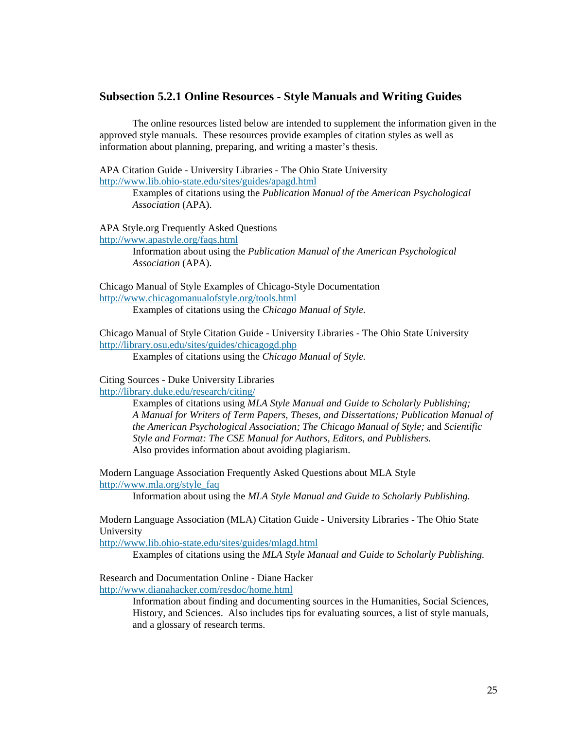## Subsection 5.2.1 Online Resources - Style Manuals and Writing Guides

The online resources listed below are intended to supplement the information given in the approved style manuals. These resources provide examples of citation styles as well as information about planning, preparing, and writing a master's thesis.

APA Citation Guide - University Libraries - The Ohio State University
http://www.lib.ohio-state.edu/sites/guides/apagd.html

> Examples of citations using the *Publication Manual of the American Psychological Association* (APA).

APA Style.org Frequently Asked Questions
http://www.apastyle.org/faqs.html

> Information about using the *Publication Manual of the American Psychological Association* (APA).

Chicago Manual of Style Examples of Chicago-Style Documentation
http://www.chicagomanualofstyle.org/tools.html

> Examples of citations using the *Chicago Manual of Style.*

Chicago Manual of Style Citation Guide - University Libraries - The Ohio State University
http://library.osu.edu/sites/guides/chicagogd.php

> Examples of citations using the *Chicago Manual of Style.*

Citing Sources - Duke University Libraries
http://library.duke.edu/research/citing/

> Examples of citations using *MLA Style Manual and Guide to Scholarly Publishing; A Manual for Writers of Term Papers, Theses, and Dissertations; Publication Manual of the American Psychological Association; The Chicago Manual of Style;* and *Scientific Style and Format: The CSE Manual for Authors, Editors, and Publishers.* Also provides information about avoiding plagiarism.

Modern Language Association Frequently Asked Questions about MLA Style
http://www.mla.org/style_faq

> Information about using the *MLA Style Manual and Guide to Scholarly Publishing.*

Modern Language Association (MLA) Citation Guide - University Libraries - The Ohio State University
http://www.lib.ohio-state.edu/sites/guides/mlagd.html

> Examples of citations using the *MLA Style Manual and Guide to Scholarly Publishing.*

Research and Documentation Online - Diane Hacker
http://www.dianahacker.com/resdoc/home.html

> Information about finding and documenting sources in the Humanities, Social Sciences, History, and Sciences. Also includes tips for evaluating sources, a list of style manuals, and a glossary of research terms.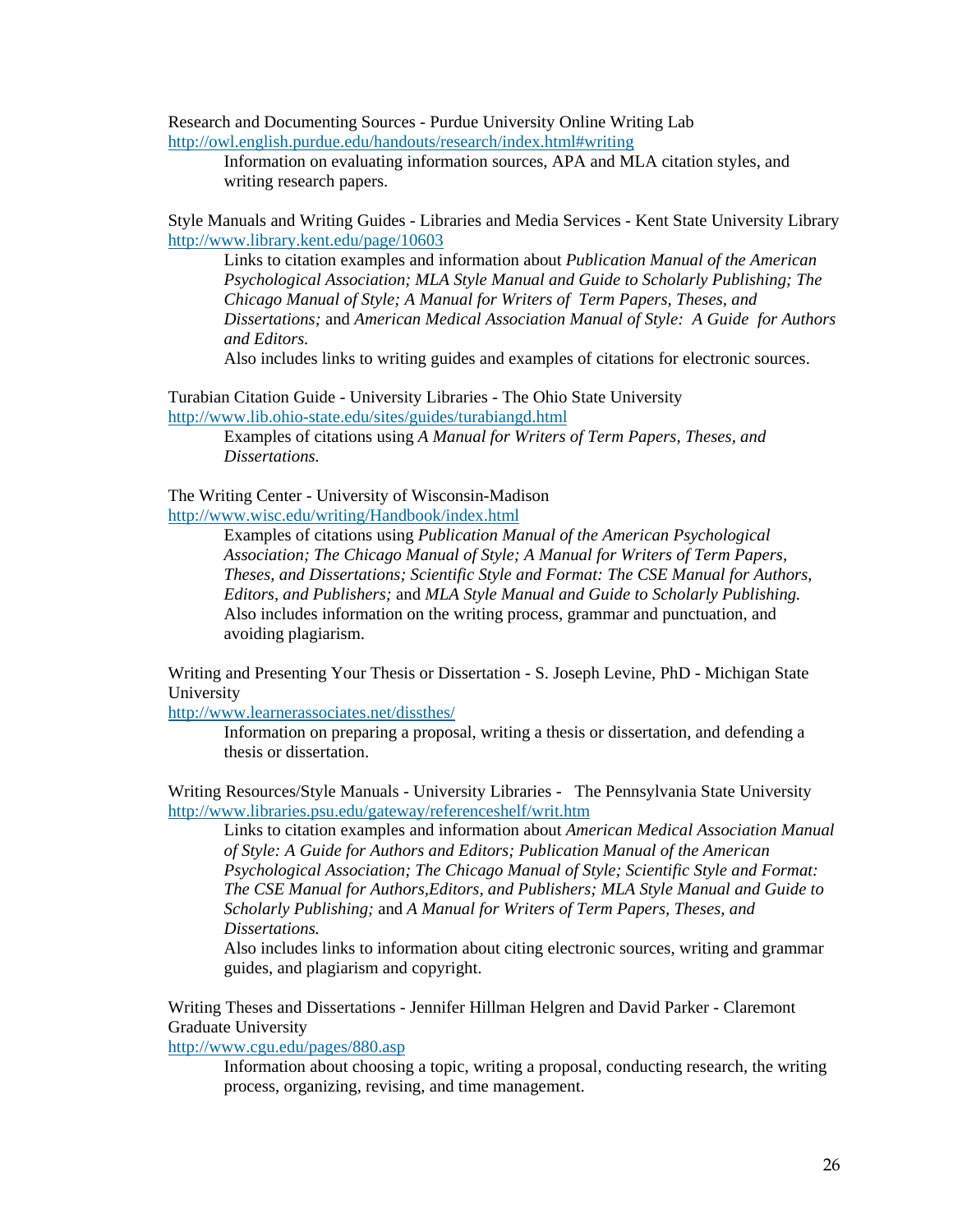Research and Documenting Sources - Purdue University Online Writing Lab
http://owl.english.purdue.edu/handouts/research/index.html#writing

> Information on evaluating information sources, APA and MLA citation styles, and writing research papers.

Style Manuals and Writing Guides - Libraries and Media Services - Kent State University Library
http://www.library.kent.edu/page/10603

> Links to citation examples and information about *Publication Manual of the American Psychological Association; MLA Style Manual and Guide to Scholarly Publishing; The Chicago Manual of Style; A Manual for Writers of Term Papers, Theses, and Dissertations;* and *American Medical Association Manual of Style: A Guide for Authors and Editors.*
>
> Also includes links to writing guides and examples of citations for electronic sources.

Turabian Citation Guide - University Libraries - The Ohio State University
http://www.lib.ohio-state.edu/sites/guides/turabiangd.html

> Examples of citations using *A Manual for Writers of Term Papers, Theses, and Dissertations.*

The Writing Center - University of Wisconsin-Madison
http://www.wisc.edu/writing/Handbook/index.html

> Examples of citations using *Publication Manual of the American Psychological Association; The Chicago Manual of Style; A Manual for Writers of Term Papers, Theses, and Dissertations; Scientific Style and Format: The CSE Manual for Authors, Editors, and Publishers;* and *MLA Style Manual and Guide to Scholarly Publishing.*
> Also includes information on the writing process, grammar and punctuation, and avoiding plagiarism.

Writing and Presenting Your Thesis or Dissertation - S. Joseph Levine, PhD - Michigan State University
http://www.learnerassociates.net/dissthes/

> Information on preparing a proposal, writing a thesis or dissertation, and defending a thesis or dissertation.

Writing Resources/Style Manuals - University Libraries - The Pennsylvania State University
http://www.libraries.psu.edu/gateway/referenceshelf/writ.htm

> Links to citation examples and information about *American Medical Association Manual of Style: A Guide for Authors and Editors; Publication Manual of the American Psychological Association; The Chicago Manual of Style; Scientific Style and Format: The CSE Manual for Authors,Editors, and Publishers; MLA Style Manual and Guide to Scholarly Publishing;* and *A Manual for Writers of Term Papers, Theses, and Dissertations.*
>
> Also includes links to information about citing electronic sources, writing and grammar guides, and plagiarism and copyright.

Writing Theses and Dissertations - Jennifer Hillman Helgren and David Parker - Claremont Graduate University
http://www.cgu.edu/pages/880.asp

> Information about choosing a topic, writing a proposal, conducting research, the writing process, organizing, revising, and time management.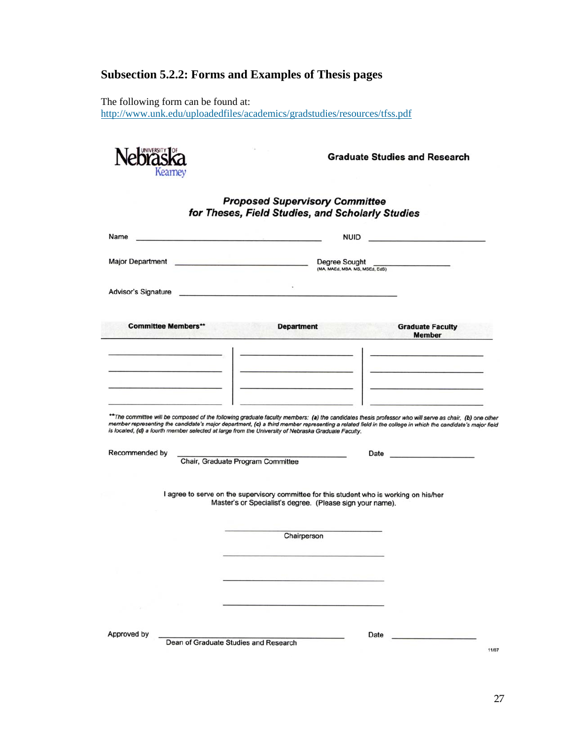## Subsection 5.2.2: Forms and Examples of Thesis pages

The following form can be found at:
http://www.unk.edu/uploadedfiles/academics/gradstudies/resources/tfss.pdf

University of Nebraska Kearney

**Graduate Studies and Research**

***Proposed Supervisory Committee for Theses, Field Studies, and Scholarly Studies***

Name ______________________________ NUID ____________________

Major Department ______________________ Degree Sought ______________
(MA, MAEd, MBA, MS, MSEd, EdS)

Advisor's Signature ____________________________________

| Committee Members** | Department | Graduate Faculty Member |
|---|---|---|
| | | |
| | | |
| | | |
| | | |

*\*\*The committee will be composed of the following graduate faculty members: **(a)** the candidates thesis professor who will serve as chair, **(b)** one other member representing the candidate's major department, **(c)** a third member representing a related field in the college in which the candidate's major field is located, **(d)** a fourth member selected at large from the University of Nebraska Graduate Faculty.*

Recommended by ______________________________ Date ______________
Chair, Graduate Program Committee

I agree to serve on the supervisory committee for this student who is working on his/her Master's or Specialist's degree. (Please sign your name).

______________________________
Chairperson

______________________________

______________________________

______________________________

Approved by ______________________________ Date ______________
Dean of Graduate Studies and Research

11/07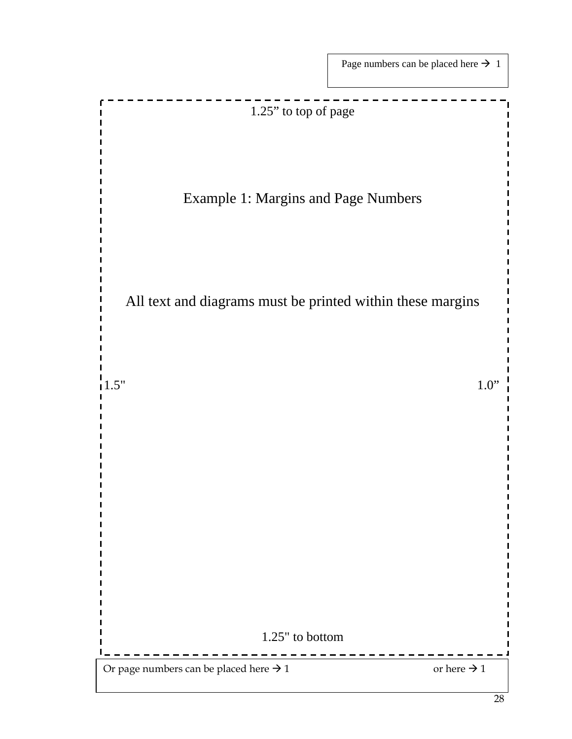Page numbers can be placed here → 1

1.25” to top of page

Example 1: Margins and Page Numbers

All text and diagrams must be printed within these margins

1.5"

1.0”

1.25" to bottom

Or page numbers can be placed here → 1

or here → 1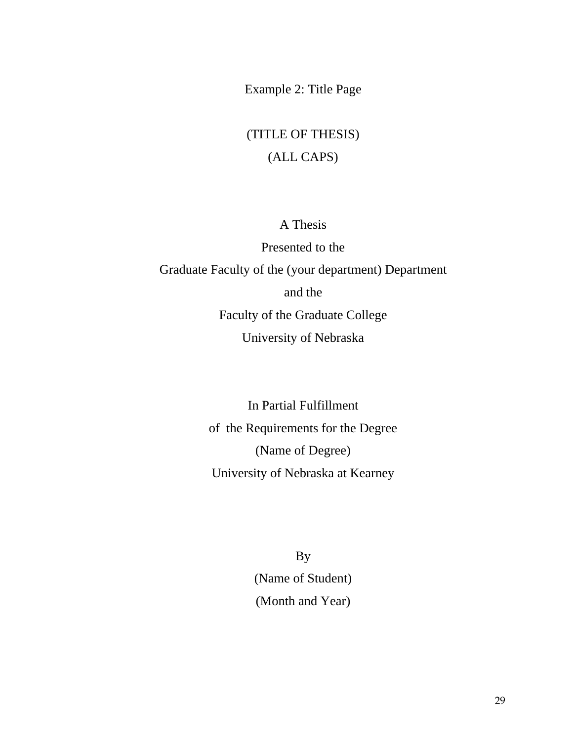Example 2: Title Page

(TITLE OF THESIS)

(ALL CAPS)

A Thesis

Presented to the

Graduate Faculty of the (your department) Department

and the

Faculty of the Graduate College

University of Nebraska

In Partial Fulfillment

of the Requirements for the Degree

(Name of Degree)

University of Nebraska at Kearney

By

(Name of Student)

(Month and Year)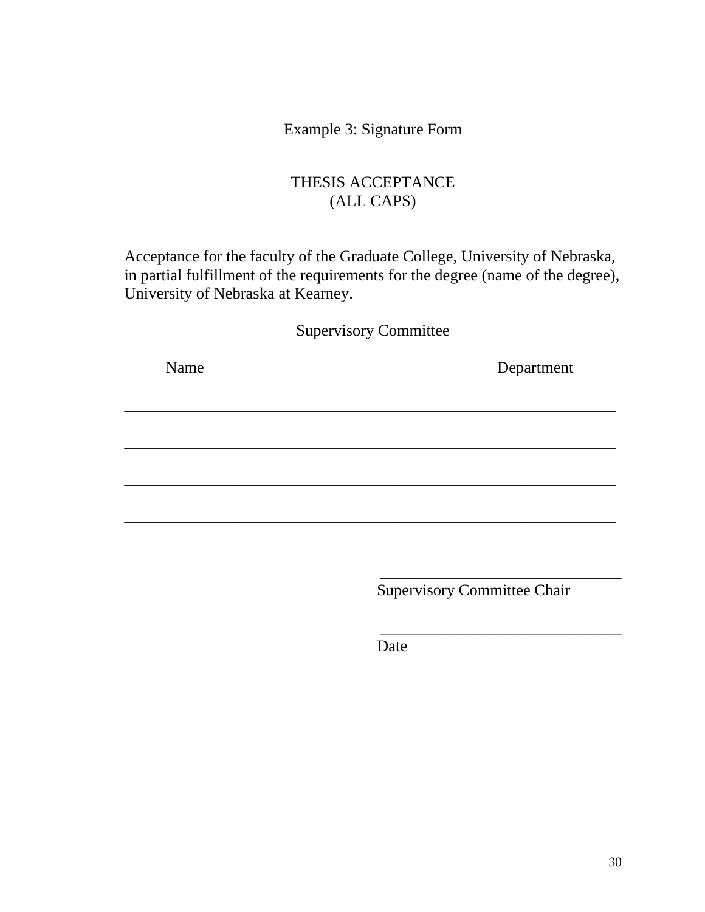Example 3: Signature Form

THESIS ACCEPTANCE
(ALL CAPS)

Acceptance for the faculty of the Graduate College, University of Nebraska, in partial fulfillment of the requirements for the degree (name of the degree), University of Nebraska at Kearney.

Supervisory Committee

Name Department

_______________________________________________________________

_______________________________________________________________

_______________________________________________________________

_______________________________________________________________

______________________________
Supervisory Committee Chair

______________________________
Date